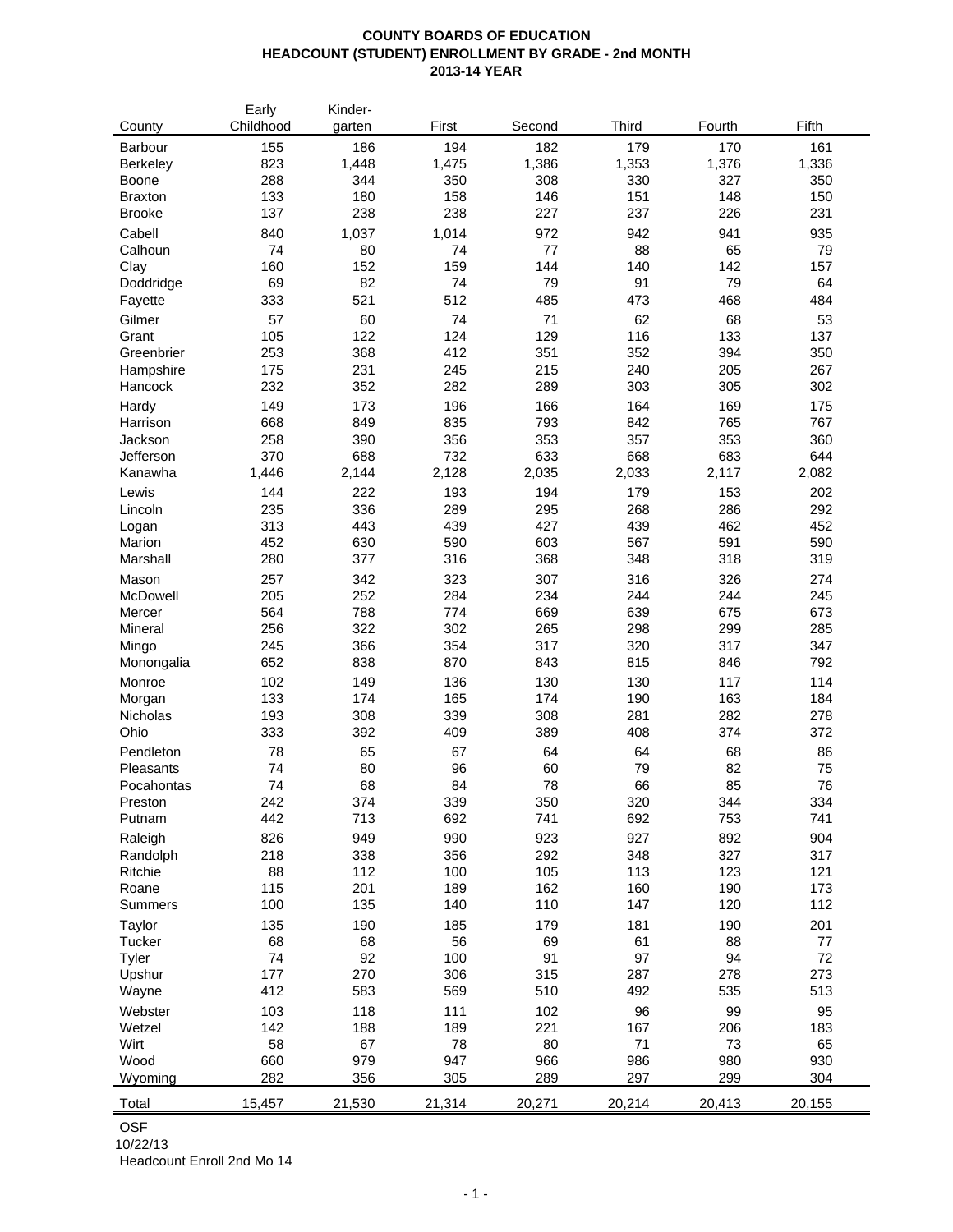**COUNTY BOARDS OF EDUCATION**
**HEADCOUNT (STUDENT) ENROLLMENT BY GRADE - 2nd MONTH**
**2013-14 YEAR**

| County | Early Childhood | Kinder-garten | First | Second | Third | Fourth | Fifth |
|---|---|---|---|---|---|---|---|
| Barbour | 155 | 186 | 194 | 182 | 179 | 170 | 161 |
| Berkeley | 823 | 1,448 | 1,475 | 1,386 | 1,353 | 1,376 | 1,336 |
| Boone | 288 | 344 | 350 | 308 | 330 | 327 | 350 |
| Braxton | 133 | 180 | 158 | 146 | 151 | 148 | 150 |
| Brooke | 137 | 238 | 238 | 227 | 237 | 226 | 231 |
| Cabell | 840 | 1,037 | 1,014 | 972 | 942 | 941 | 935 |
| Calhoun | 74 | 80 | 74 | 77 | 88 | 65 | 79 |
| Clay | 160 | 152 | 159 | 144 | 140 | 142 | 157 |
| Doddridge | 69 | 82 | 74 | 79 | 91 | 79 | 64 |
| Fayette | 333 | 521 | 512 | 485 | 473 | 468 | 484 |
| Gilmer | 57 | 60 | 74 | 71 | 62 | 68 | 53 |
| Grant | 105 | 122 | 124 | 129 | 116 | 133 | 137 |
| Greenbrier | 253 | 368 | 412 | 351 | 352 | 394 | 350 |
| Hampshire | 175 | 231 | 245 | 215 | 240 | 205 | 267 |
| Hancock | 232 | 352 | 282 | 289 | 303 | 305 | 302 |
| Hardy | 149 | 173 | 196 | 166 | 164 | 169 | 175 |
| Harrison | 668 | 849 | 835 | 793 | 842 | 765 | 767 |
| Jackson | 258 | 390 | 356 | 353 | 357 | 353 | 360 |
| Jefferson | 370 | 688 | 732 | 633 | 668 | 683 | 644 |
| Kanawha | 1,446 | 2,144 | 2,128 | 2,035 | 2,033 | 2,117 | 2,082 |
| Lewis | 144 | 222 | 193 | 194 | 179 | 153 | 202 |
| Lincoln | 235 | 336 | 289 | 295 | 268 | 286 | 292 |
| Logan | 313 | 443 | 439 | 427 | 439 | 462 | 452 |
| Marion | 452 | 630 | 590 | 603 | 567 | 591 | 590 |
| Marshall | 280 | 377 | 316 | 368 | 348 | 318 | 319 |
| Mason | 257 | 342 | 323 | 307 | 316 | 326 | 274 |
| McDowell | 205 | 252 | 284 | 234 | 244 | 244 | 245 |
| Mercer | 564 | 788 | 774 | 669 | 639 | 675 | 673 |
| Mineral | 256 | 322 | 302 | 265 | 298 | 299 | 285 |
| Mingo | 245 | 366 | 354 | 317 | 320 | 317 | 347 |
| Monongalia | 652 | 838 | 870 | 843 | 815 | 846 | 792 |
| Monroe | 102 | 149 | 136 | 130 | 130 | 117 | 114 |
| Morgan | 133 | 174 | 165 | 174 | 190 | 163 | 184 |
| Nicholas | 193 | 308 | 339 | 308 | 281 | 282 | 278 |
| Ohio | 333 | 392 | 409 | 389 | 408 | 374 | 372 |
| Pendleton | 78 | 65 | 67 | 64 | 64 | 68 | 86 |
| Pleasants | 74 | 80 | 96 | 60 | 79 | 82 | 75 |
| Pocahontas | 74 | 68 | 84 | 78 | 66 | 85 | 76 |
| Preston | 242 | 374 | 339 | 350 | 320 | 344 | 334 |
| Putnam | 442 | 713 | 692 | 741 | 692 | 753 | 741 |
| Raleigh | 826 | 949 | 990 | 923 | 927 | 892 | 904 |
| Randolph | 218 | 338 | 356 | 292 | 348 | 327 | 317 |
| Ritchie | 88 | 112 | 100 | 105 | 113 | 123 | 121 |
| Roane | 115 | 201 | 189 | 162 | 160 | 190 | 173 |
| Summers | 100 | 135 | 140 | 110 | 147 | 120 | 112 |
| Taylor | 135 | 190 | 185 | 179 | 181 | 190 | 201 |
| Tucker | 68 | 68 | 56 | 69 | 61 | 88 | 77 |
| Tyler | 74 | 92 | 100 | 91 | 97 | 94 | 72 |
| Upshur | 177 | 270 | 306 | 315 | 287 | 278 | 273 |
| Wayne | 412 | 583 | 569 | 510 | 492 | 535 | 513 |
| Webster | 103 | 118 | 111 | 102 | 96 | 99 | 95 |
| Wetzel | 142 | 188 | 189 | 221 | 167 | 206 | 183 |
| Wirt | 58 | 67 | 78 | 80 | 71 | 73 | 65 |
| Wood | 660 | 979 | 947 | 966 | 986 | 980 | 930 |
| Wyoming | 282 | 356 | 305 | 289 | 297 | 299 | 304 |
| Total | 15,457 | 21,530 | 21,314 | 20,271 | 20,214 | 20,413 | 20,155 |

OSF
10/22/13
Headcount Enroll 2nd Mo 14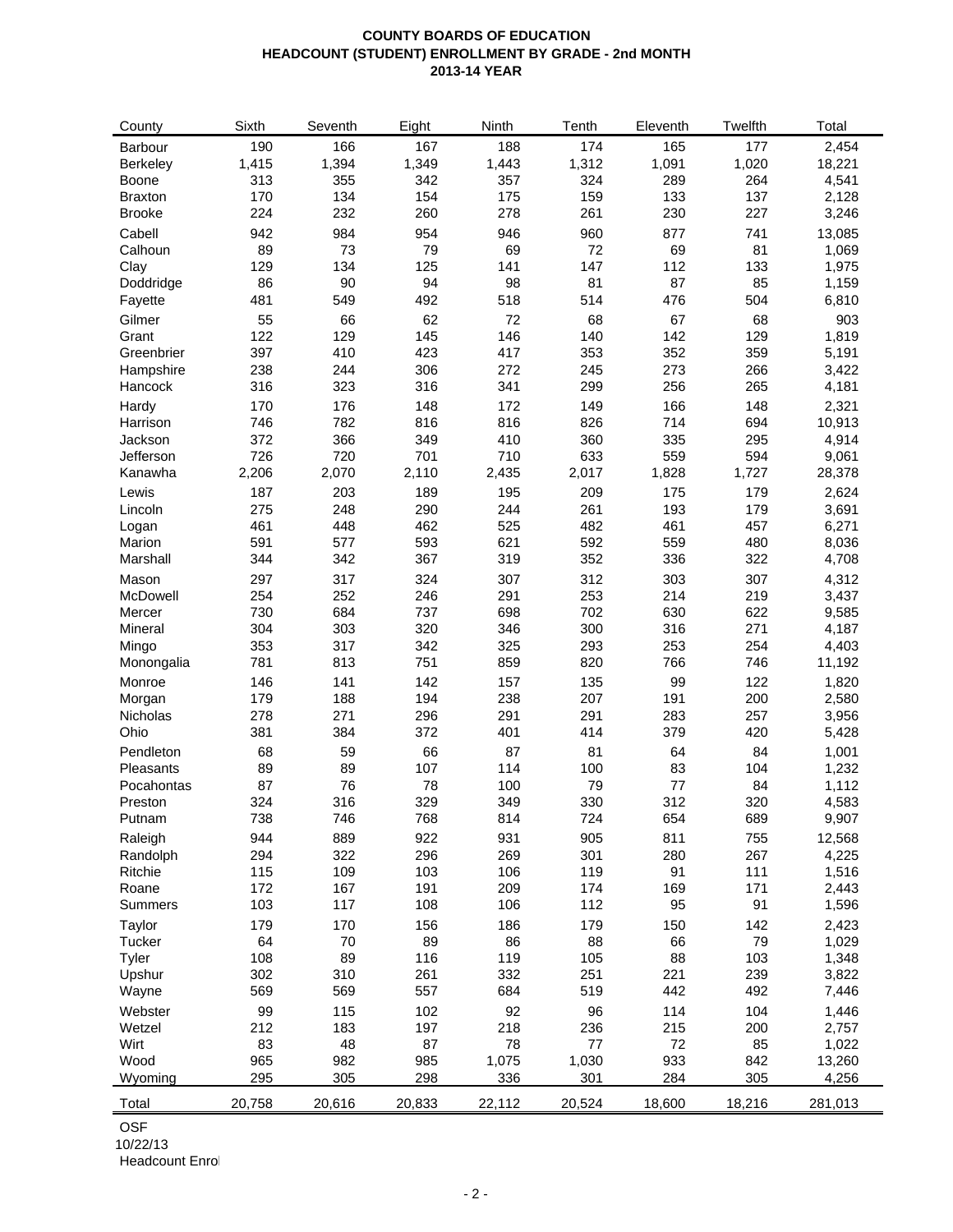**COUNTY BOARDS OF EDUCATION**
**HEADCOUNT (STUDENT) ENROLLMENT BY GRADE - 2nd MONTH**
**2013-14 YEAR**

| County | Sixth | Seventh | Eight | Ninth | Tenth | Eleventh | Twelfth | Total |
|---|---|---|---|---|---|---|---|---|
| Barbour | 190 | 166 | 167 | 188 | 174 | 165 | 177 | 2,454 |
| Berkeley | 1,415 | 1,394 | 1,349 | 1,443 | 1,312 | 1,091 | 1,020 | 18,221 |
| Boone | 313 | 355 | 342 | 357 | 324 | 289 | 264 | 4,541 |
| Braxton | 170 | 134 | 154 | 175 | 159 | 133 | 137 | 2,128 |
| Brooke | 224 | 232 | 260 | 278 | 261 | 230 | 227 | 3,246 |
| Cabell | 942 | 984 | 954 | 946 | 960 | 877 | 741 | 13,085 |
| Calhoun | 89 | 73 | 79 | 69 | 72 | 69 | 81 | 1,069 |
| Clay | 129 | 134 | 125 | 141 | 147 | 112 | 133 | 1,975 |
| Doddridge | 86 | 90 | 94 | 98 | 81 | 87 | 85 | 1,159 |
| Fayette | 481 | 549 | 492 | 518 | 514 | 476 | 504 | 6,810 |
| Gilmer | 55 | 66 | 62 | 72 | 68 | 67 | 68 | 903 |
| Grant | 122 | 129 | 145 | 146 | 140 | 142 | 129 | 1,819 |
| Greenbrier | 397 | 410 | 423 | 417 | 353 | 352 | 359 | 5,191 |
| Hampshire | 238 | 244 | 306 | 272 | 245 | 273 | 266 | 3,422 |
| Hancock | 316 | 323 | 316 | 341 | 299 | 256 | 265 | 4,181 |
| Hardy | 170 | 176 | 148 | 172 | 149 | 166 | 148 | 2,321 |
| Harrison | 746 | 782 | 816 | 816 | 826 | 714 | 694 | 10,913 |
| Jackson | 372 | 366 | 349 | 410 | 360 | 335 | 295 | 4,914 |
| Jefferson | 726 | 720 | 701 | 710 | 633 | 559 | 594 | 9,061 |
| Kanawha | 2,206 | 2,070 | 2,110 | 2,435 | 2,017 | 1,828 | 1,727 | 28,378 |
| Lewis | 187 | 203 | 189 | 195 | 209 | 175 | 179 | 2,624 |
| Lincoln | 275 | 248 | 290 | 244 | 261 | 193 | 179 | 3,691 |
| Logan | 461 | 448 | 462 | 525 | 482 | 461 | 457 | 6,271 |
| Marion | 591 | 577 | 593 | 621 | 592 | 559 | 480 | 8,036 |
| Marshall | 344 | 342 | 367 | 319 | 352 | 336 | 322 | 4,708 |
| Mason | 297 | 317 | 324 | 307 | 312 | 303 | 307 | 4,312 |
| McDowell | 254 | 252 | 246 | 291 | 253 | 214 | 219 | 3,437 |
| Mercer | 730 | 684 | 737 | 698 | 702 | 630 | 622 | 9,585 |
| Mineral | 304 | 303 | 320 | 346 | 300 | 316 | 271 | 4,187 |
| Mingo | 353 | 317 | 342 | 325 | 293 | 253 | 254 | 4,403 |
| Monongalia | 781 | 813 | 751 | 859 | 820 | 766 | 746 | 11,192 |
| Monroe | 146 | 141 | 142 | 157 | 135 | 99 | 122 | 1,820 |
| Morgan | 179 | 188 | 194 | 238 | 207 | 191 | 200 | 2,580 |
| Nicholas | 278 | 271 | 296 | 291 | 291 | 283 | 257 | 3,956 |
| Ohio | 381 | 384 | 372 | 401 | 414 | 379 | 420 | 5,428 |
| Pendleton | 68 | 59 | 66 | 87 | 81 | 64 | 84 | 1,001 |
| Pleasants | 89 | 89 | 107 | 114 | 100 | 83 | 104 | 1,232 |
| Pocahontas | 87 | 76 | 78 | 100 | 79 | 77 | 84 | 1,112 |
| Preston | 324 | 316 | 329 | 349 | 330 | 312 | 320 | 4,583 |
| Putnam | 738 | 746 | 768 | 814 | 724 | 654 | 689 | 9,907 |
| Raleigh | 944 | 889 | 922 | 931 | 905 | 811 | 755 | 12,568 |
| Randolph | 294 | 322 | 296 | 269 | 301 | 280 | 267 | 4,225 |
| Ritchie | 115 | 109 | 103 | 106 | 119 | 91 | 111 | 1,516 |
| Roane | 172 | 167 | 191 | 209 | 174 | 169 | 171 | 2,443 |
| Summers | 103 | 117 | 108 | 106 | 112 | 95 | 91 | 1,596 |
| Taylor | 179 | 170 | 156 | 186 | 179 | 150 | 142 | 2,423 |
| Tucker | 64 | 70 | 89 | 86 | 88 | 66 | 79 | 1,029 |
| Tyler | 108 | 89 | 116 | 119 | 105 | 88 | 103 | 1,348 |
| Upshur | 302 | 310 | 261 | 332 | 251 | 221 | 239 | 3,822 |
| Wayne | 569 | 569 | 557 | 684 | 519 | 442 | 492 | 7,446 |
| Webster | 99 | 115 | 102 | 92 | 96 | 114 | 104 | 1,446 |
| Wetzel | 212 | 183 | 197 | 218 | 236 | 215 | 200 | 2,757 |
| Wirt | 83 | 48 | 87 | 78 | 77 | 72 | 85 | 1,022 |
| Wood | 965 | 982 | 985 | 1,075 | 1,030 | 933 | 842 | 13,260 |
| Wyoming | 295 | 305 | 298 | 336 | 301 | 284 | 305 | 4,256 |
| Total | 20,758 | 20,616 | 20,833 | 22,112 | 20,524 | 18,600 | 18,216 | 281,013 |

OSF
10/22/13
Headcount Enrol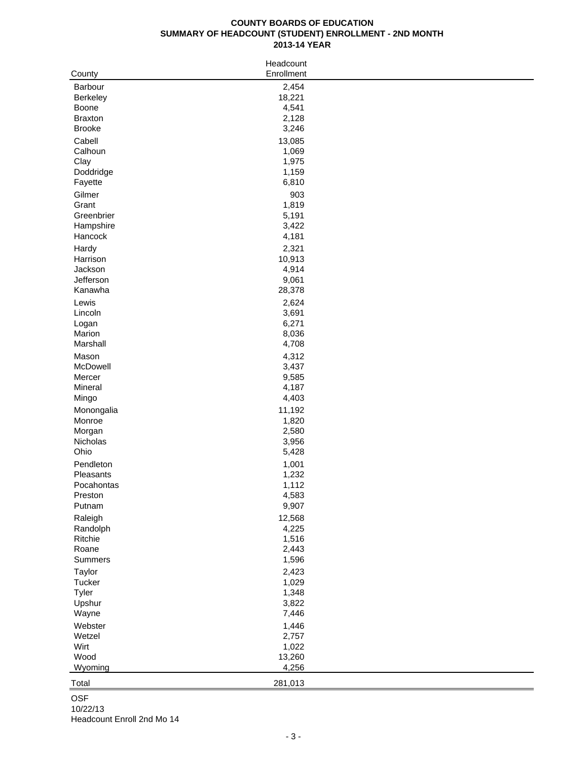# COUNTY BOARDS OF EDUCATION
## SUMMARY OF HEADCOUNT (STUDENT) ENROLLMENT - 2ND MONTH
## 2013-14 YEAR

| County | Headcount Enrollment |
|---|---|
| Barbour | 2,454 |
| Berkeley | 18,221 |
| Boone | 4,541 |
| Braxton | 2,128 |
| Brooke | 3,246 |
| Cabell | 13,085 |
| Calhoun | 1,069 |
| Clay | 1,975 |
| Doddridge | 1,159 |
| Fayette | 6,810 |
| Gilmer | 903 |
| Grant | 1,819 |
| Greenbrier | 5,191 |
| Hampshire | 3,422 |
| Hancock | 4,181 |
| Hardy | 2,321 |
| Harrison | 10,913 |
| Jackson | 4,914 |
| Jefferson | 9,061 |
| Kanawha | 28,378 |
| Lewis | 2,624 |
| Lincoln | 3,691 |
| Logan | 6,271 |
| Marion | 8,036 |
| Marshall | 4,708 |
| Mason | 4,312 |
| McDowell | 3,437 |
| Mercer | 9,585 |
| Mineral | 4,187 |
| Mingo | 4,403 |
| Monongalia | 11,192 |
| Monroe | 1,820 |
| Morgan | 2,580 |
| Nicholas | 3,956 |
| Ohio | 5,428 |
| Pendleton | 1,001 |
| Pleasants | 1,232 |
| Pocahontas | 1,112 |
| Preston | 4,583 |
| Putnam | 9,907 |
| Raleigh | 12,568 |
| Randolph | 4,225 |
| Ritchie | 1,516 |
| Roane | 2,443 |
| Summers | 1,596 |
| Taylor | 2,423 |
| Tucker | 1,029 |
| Tyler | 1,348 |
| Upshur | 3,822 |
| Wayne | 7,446 |
| Webster | 1,446 |
| Wetzel | 2,757 |
| Wirt | 1,022 |
| Wood | 13,260 |
| Wyoming | 4,256 |
| Total | 281,013 |

OSF
10/22/13
Headcount Enroll 2nd Mo 14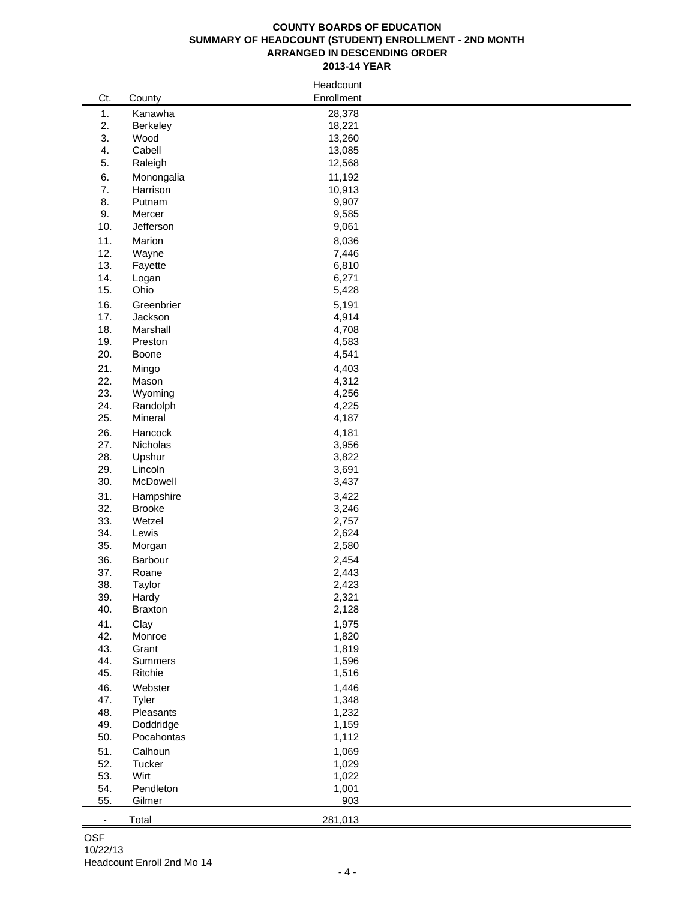**COUNTY BOARDS OF EDUCATION**
**SUMMARY OF HEADCOUNT (STUDENT) ENROLLMENT - 2ND MONTH**
**ARRANGED IN DESCENDING ORDER**
**2013-14 YEAR**

| Ct. | County | Headcount Enrollment |
|---|---|---|
| 1. | Kanawha | 28,378 |
| 2. | Berkeley | 18,221 |
| 3. | Wood | 13,260 |
| 4. | Cabell | 13,085 |
| 5. | Raleigh | 12,568 |
| 6. | Monongalia | 11,192 |
| 7. | Harrison | 10,913 |
| 8. | Putnam | 9,907 |
| 9. | Mercer | 9,585 |
| 10. | Jefferson | 9,061 |
| 11. | Marion | 8,036 |
| 12. | Wayne | 7,446 |
| 13. | Fayette | 6,810 |
| 14. | Logan | 6,271 |
| 15. | Ohio | 5,428 |
| 16. | Greenbrier | 5,191 |
| 17. | Jackson | 4,914 |
| 18. | Marshall | 4,708 |
| 19. | Preston | 4,583 |
| 20. | Boone | 4,541 |
| 21. | Mingo | 4,403 |
| 22. | Mason | 4,312 |
| 23. | Wyoming | 4,256 |
| 24. | Randolph | 4,225 |
| 25. | Mineral | 4,187 |
| 26. | Hancock | 4,181 |
| 27. | Nicholas | 3,956 |
| 28. | Upshur | 3,822 |
| 29. | Lincoln | 3,691 |
| 30. | McDowell | 3,437 |
| 31. | Hampshire | 3,422 |
| 32. | Brooke | 3,246 |
| 33. | Wetzel | 2,757 |
| 34. | Lewis | 2,624 |
| 35. | Morgan | 2,580 |
| 36. | Barbour | 2,454 |
| 37. | Roane | 2,443 |
| 38. | Taylor | 2,423 |
| 39. | Hardy | 2,321 |
| 40. | Braxton | 2,128 |
| 41. | Clay | 1,975 |
| 42. | Monroe | 1,820 |
| 43. | Grant | 1,819 |
| 44. | Summers | 1,596 |
| 45. | Ritchie | 1,516 |
| 46. | Webster | 1,446 |
| 47. | Tyler | 1,348 |
| 48. | Pleasants | 1,232 |
| 49. | Doddridge | 1,159 |
| 50. | Pocahontas | 1,112 |
| 51. | Calhoun | 1,069 |
| 52. | Tucker | 1,029 |
| 53. | Wirt | 1,022 |
| 54. | Pendleton | 1,001 |
| 55. | Gilmer | 903 |
| - | Total | 281,013 |

OSF
10/22/13
Headcount Enroll 2nd Mo 14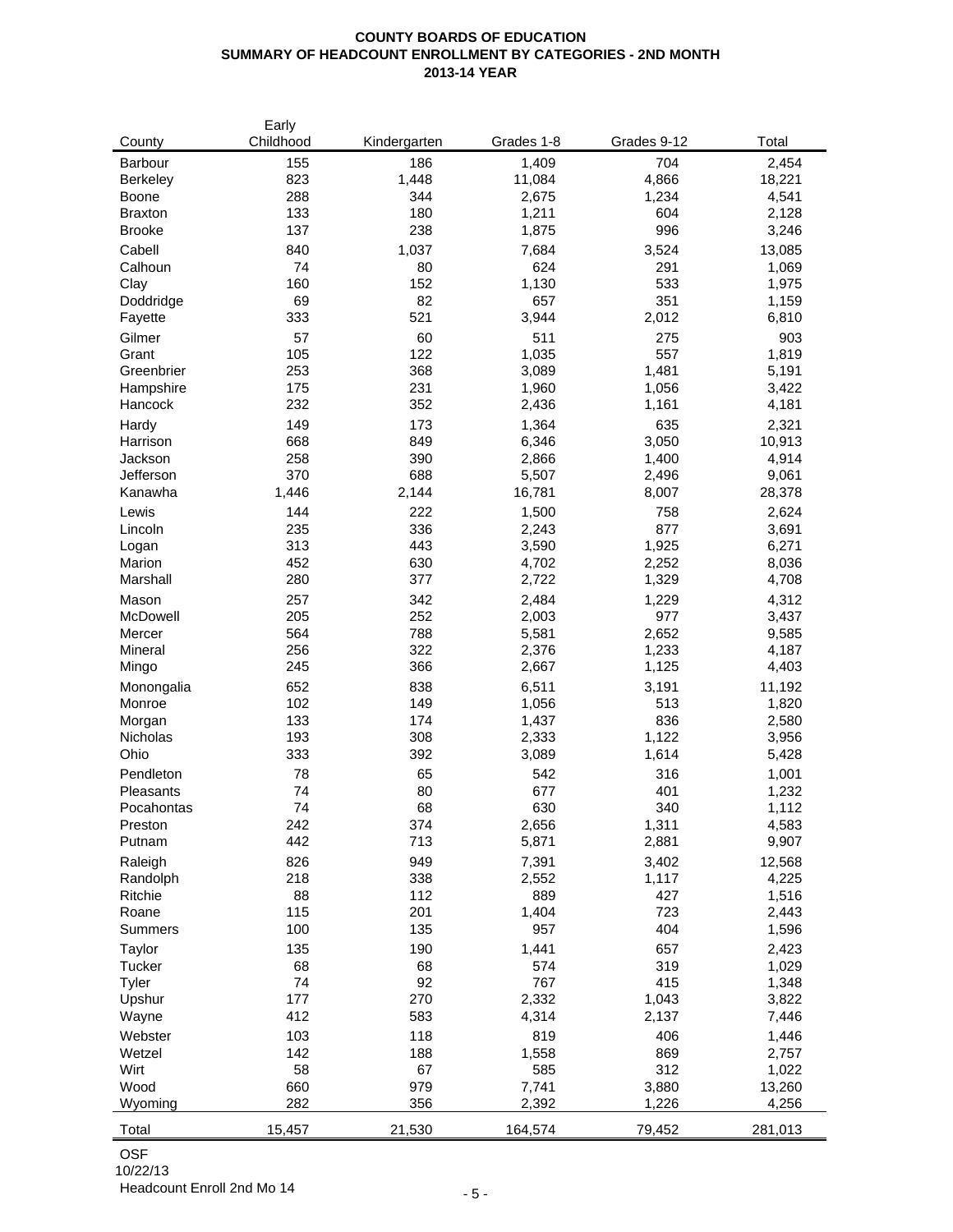**COUNTY BOARDS OF EDUCATION**
**SUMMARY OF HEADCOUNT ENROLLMENT BY CATEGORIES - 2ND MONTH**
**2013-14 YEAR**

| County | Early Childhood | Kindergarten | Grades 1-8 | Grades 9-12 | Total |
|---|---|---|---|---|---|
| Barbour | 155 | 186 | 1,409 | 704 | 2,454 |
| Berkeley | 823 | 1,448 | 11,084 | 4,866 | 18,221 |
| Boone | 288 | 344 | 2,675 | 1,234 | 4,541 |
| Braxton | 133 | 180 | 1,211 | 604 | 2,128 |
| Brooke | 137 | 238 | 1,875 | 996 | 3,246 |
| Cabell | 840 | 1,037 | 7,684 | 3,524 | 13,085 |
| Calhoun | 74 | 80 | 624 | 291 | 1,069 |
| Clay | 160 | 152 | 1,130 | 533 | 1,975 |
| Doddridge | 69 | 82 | 657 | 351 | 1,159 |
| Fayette | 333 | 521 | 3,944 | 2,012 | 6,810 |
| Gilmer | 57 | 60 | 511 | 275 | 903 |
| Grant | 105 | 122 | 1,035 | 557 | 1,819 |
| Greenbrier | 253 | 368 | 3,089 | 1,481 | 5,191 |
| Hampshire | 175 | 231 | 1,960 | 1,056 | 3,422 |
| Hancock | 232 | 352 | 2,436 | 1,161 | 4,181 |
| Hardy | 149 | 173 | 1,364 | 635 | 2,321 |
| Harrison | 668 | 849 | 6,346 | 3,050 | 10,913 |
| Jackson | 258 | 390 | 2,866 | 1,400 | 4,914 |
| Jefferson | 370 | 688 | 5,507 | 2,496 | 9,061 |
| Kanawha | 1,446 | 2,144 | 16,781 | 8,007 | 28,378 |
| Lewis | 144 | 222 | 1,500 | 758 | 2,624 |
| Lincoln | 235 | 336 | 2,243 | 877 | 3,691 |
| Logan | 313 | 443 | 3,590 | 1,925 | 6,271 |
| Marion | 452 | 630 | 4,702 | 2,252 | 8,036 |
| Marshall | 280 | 377 | 2,722 | 1,329 | 4,708 |
| Mason | 257 | 342 | 2,484 | 1,229 | 4,312 |
| McDowell | 205 | 252 | 2,003 | 977 | 3,437 |
| Mercer | 564 | 788 | 5,581 | 2,652 | 9,585 |
| Mineral | 256 | 322 | 2,376 | 1,233 | 4,187 |
| Mingo | 245 | 366 | 2,667 | 1,125 | 4,403 |
| Monongalia | 652 | 838 | 6,511 | 3,191 | 11,192 |
| Monroe | 102 | 149 | 1,056 | 513 | 1,820 |
| Morgan | 133 | 174 | 1,437 | 836 | 2,580 |
| Nicholas | 193 | 308 | 2,333 | 1,122 | 3,956 |
| Ohio | 333 | 392 | 3,089 | 1,614 | 5,428 |
| Pendleton | 78 | 65 | 542 | 316 | 1,001 |
| Pleasants | 74 | 80 | 677 | 401 | 1,232 |
| Pocahontas | 74 | 68 | 630 | 340 | 1,112 |
| Preston | 242 | 374 | 2,656 | 1,311 | 4,583 |
| Putnam | 442 | 713 | 5,871 | 2,881 | 9,907 |
| Raleigh | 826 | 949 | 7,391 | 3,402 | 12,568 |
| Randolph | 218 | 338 | 2,552 | 1,117 | 4,225 |
| Ritchie | 88 | 112 | 889 | 427 | 1,516 |
| Roane | 115 | 201 | 1,404 | 723 | 2,443 |
| Summers | 100 | 135 | 957 | 404 | 1,596 |
| Taylor | 135 | 190 | 1,441 | 657 | 2,423 |
| Tucker | 68 | 68 | 574 | 319 | 1,029 |
| Tyler | 74 | 92 | 767 | 415 | 1,348 |
| Upshur | 177 | 270 | 2,332 | 1,043 | 3,822 |
| Wayne | 412 | 583 | 4,314 | 2,137 | 7,446 |
| Webster | 103 | 118 | 819 | 406 | 1,446 |
| Wetzel | 142 | 188 | 1,558 | 869 | 2,757 |
| Wirt | 58 | 67 | 585 | 312 | 1,022 |
| Wood | 660 | 979 | 7,741 | 3,880 | 13,260 |
| Wyoming | 282 | 356 | 2,392 | 1,226 | 4,256 |
| Total | 15,457 | 21,530 | 164,574 | 79,452 | 281,013 |

OSF
10/22/13
Headcount Enroll 2nd Mo 14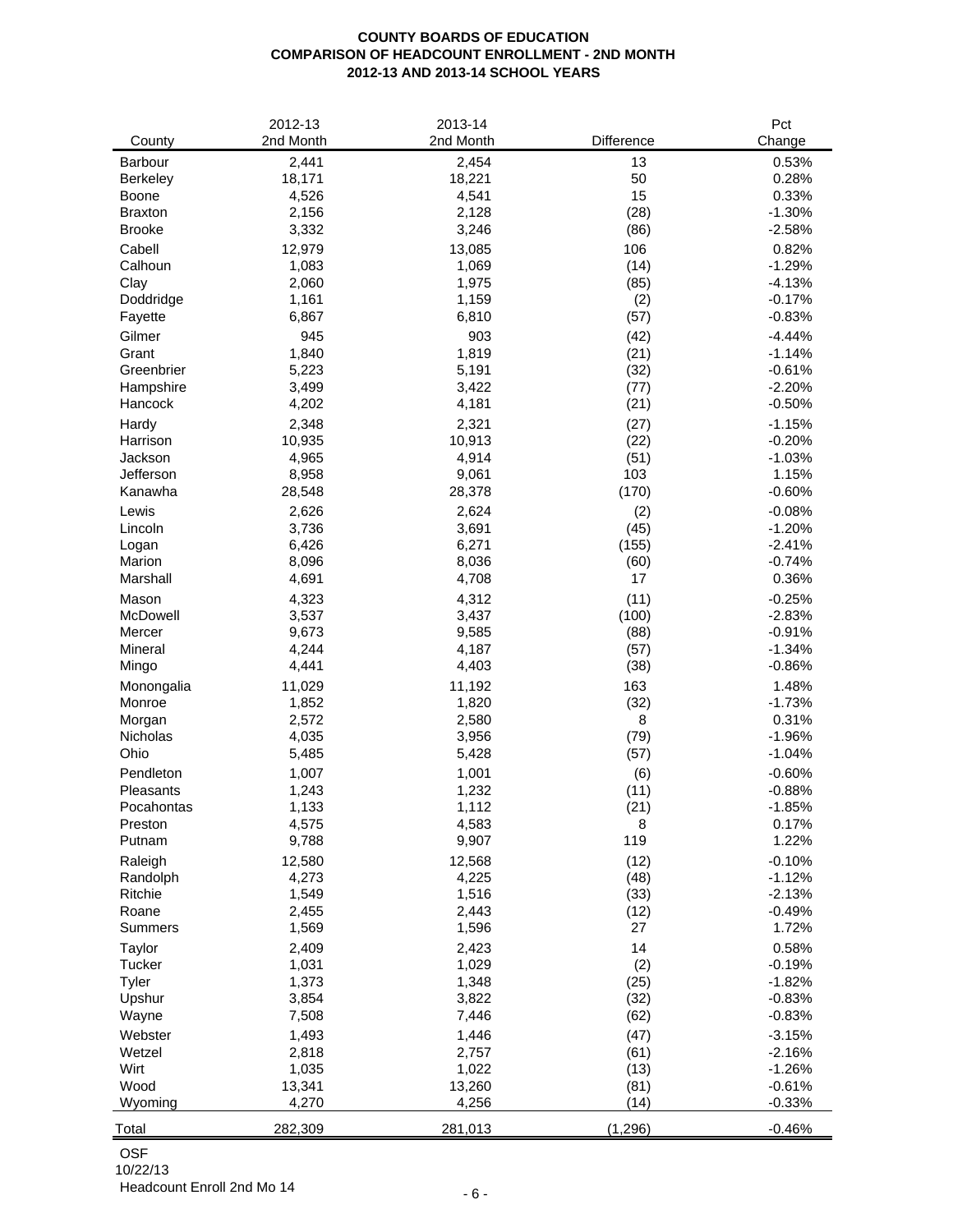**COUNTY BOARDS OF EDUCATION**
**COMPARISON OF HEADCOUNT ENROLLMENT - 2ND MONTH**
**2012-13 AND 2013-14 SCHOOL YEARS**

| County | 2012-13 2nd Month | 2013-14 2nd Month | Difference | Pct Change |
|---|---|---|---|---|
| Barbour | 2,441 | 2,454 | 13 | 0.53% |
| Berkeley | 18,171 | 18,221 | 50 | 0.28% |
| Boone | 4,526 | 4,541 | 15 | 0.33% |
| Braxton | 2,156 | 2,128 | (28) | -1.30% |
| Brooke | 3,332 | 3,246 | (86) | -2.58% |
| Cabell | 12,979 | 13,085 | 106 | 0.82% |
| Calhoun | 1,083 | 1,069 | (14) | -1.29% |
| Clay | 2,060 | 1,975 | (85) | -4.13% |
| Doddridge | 1,161 | 1,159 | (2) | -0.17% |
| Fayette | 6,867 | 6,810 | (57) | -0.83% |
| Gilmer | 945 | 903 | (42) | -4.44% |
| Grant | 1,840 | 1,819 | (21) | -1.14% |
| Greenbrier | 5,223 | 5,191 | (32) | -0.61% |
| Hampshire | 3,499 | 3,422 | (77) | -2.20% |
| Hancock | 4,202 | 4,181 | (21) | -0.50% |
| Hardy | 2,348 | 2,321 | (27) | -1.15% |
| Harrison | 10,935 | 10,913 | (22) | -0.20% |
| Jackson | 4,965 | 4,914 | (51) | -1.03% |
| Jefferson | 8,958 | 9,061 | 103 | 1.15% |
| Kanawha | 28,548 | 28,378 | (170) | -0.60% |
| Lewis | 2,626 | 2,624 | (2) | -0.08% |
| Lincoln | 3,736 | 3,691 | (45) | -1.20% |
| Logan | 6,426 | 6,271 | (155) | -2.41% |
| Marion | 8,096 | 8,036 | (60) | -0.74% |
| Marshall | 4,691 | 4,708 | 17 | 0.36% |
| Mason | 4,323 | 4,312 | (11) | -0.25% |
| McDowell | 3,537 | 3,437 | (100) | -2.83% |
| Mercer | 9,673 | 9,585 | (88) | -0.91% |
| Mineral | 4,244 | 4,187 | (57) | -1.34% |
| Mingo | 4,441 | 4,403 | (38) | -0.86% |
| Monongalia | 11,029 | 11,192 | 163 | 1.48% |
| Monroe | 1,852 | 1,820 | (32) | -1.73% |
| Morgan | 2,572 | 2,580 | 8 | 0.31% |
| Nicholas | 4,035 | 3,956 | (79) | -1.96% |
| Ohio | 5,485 | 5,428 | (57) | -1.04% |
| Pendleton | 1,007 | 1,001 | (6) | -0.60% |
| Pleasants | 1,243 | 1,232 | (11) | -0.88% |
| Pocahontas | 1,133 | 1,112 | (21) | -1.85% |
| Preston | 4,575 | 4,583 | 8 | 0.17% |
| Putnam | 9,788 | 9,907 | 119 | 1.22% |
| Raleigh | 12,580 | 12,568 | (12) | -0.10% |
| Randolph | 4,273 | 4,225 | (48) | -1.12% |
| Ritchie | 1,549 | 1,516 | (33) | -2.13% |
| Roane | 2,455 | 2,443 | (12) | -0.49% |
| Summers | 1,569 | 1,596 | 27 | 1.72% |
| Taylor | 2,409 | 2,423 | 14 | 0.58% |
| Tucker | 1,031 | 1,029 | (2) | -0.19% |
| Tyler | 1,373 | 1,348 | (25) | -1.82% |
| Upshur | 3,854 | 3,822 | (32) | -0.83% |
| Wayne | 7,508 | 7,446 | (62) | -0.83% |
| Webster | 1,493 | 1,446 | (47) | -3.15% |
| Wetzel | 2,818 | 2,757 | (61) | -2.16% |
| Wirt | 1,035 | 1,022 | (13) | -1.26% |
| Wood | 13,341 | 13,260 | (81) | -0.61% |
| Wyoming | 4,270 | 4,256 | (14) | -0.33% |
| Total | 282,309 | 281,013 | (1,296) | -0.46% |

OSF
10/22/13
Headcount Enroll 2nd Mo 14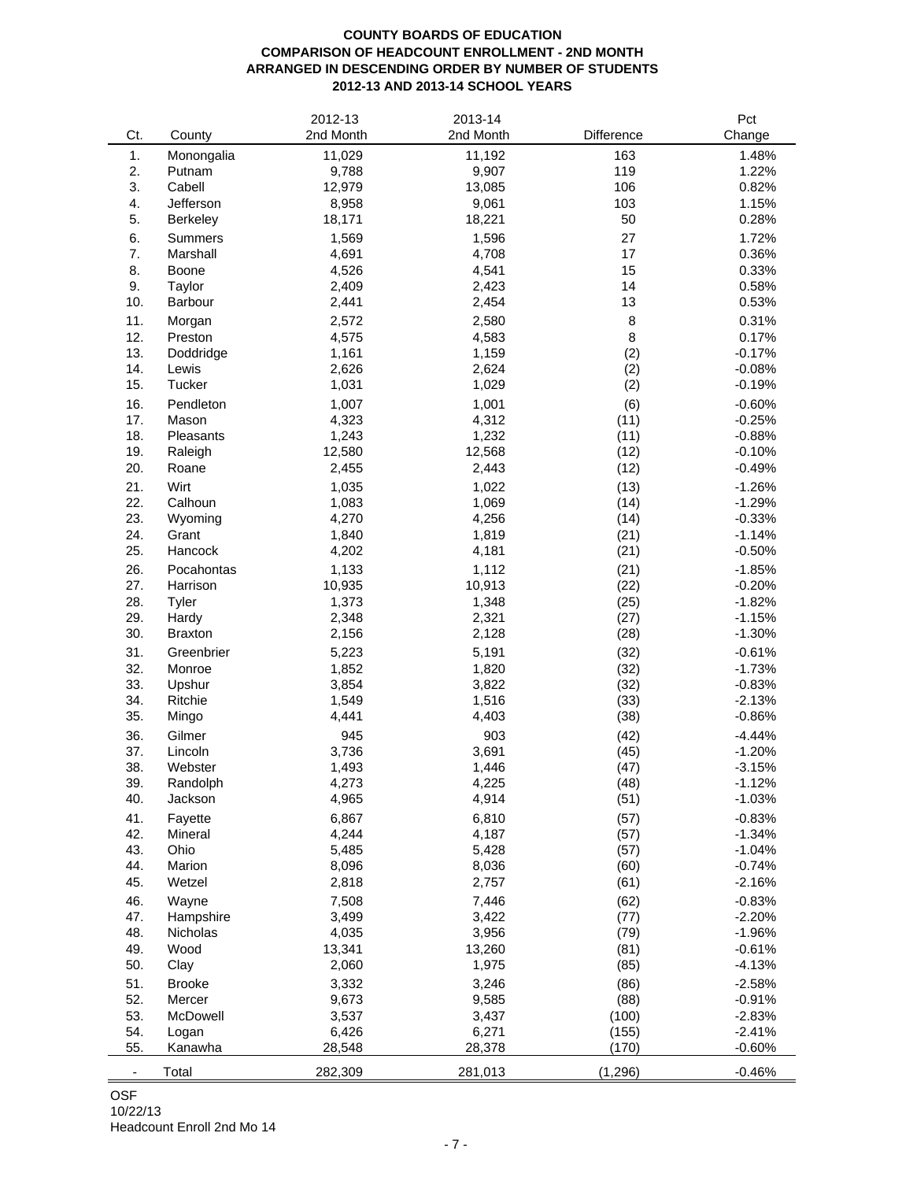**COUNTY BOARDS OF EDUCATION**
**COMPARISON OF HEADCOUNT ENROLLMENT - 2ND MONTH**
**ARRANGED IN DESCENDING ORDER BY NUMBER OF STUDENTS**
**2012-13 AND 2013-14 SCHOOL YEARS**

| Ct. | County | 2012-13 2nd Month | 2013-14 2nd Month | Difference | Pct Change |
|---|---|---|---|---|---|
| 1. | Monongalia | 11,029 | 11,192 | 163 | 1.48% |
| 2. | Putnam | 9,788 | 9,907 | 119 | 1.22% |
| 3. | Cabell | 12,979 | 13,085 | 106 | 0.82% |
| 4. | Jefferson | 8,958 | 9,061 | 103 | 1.15% |
| 5. | Berkeley | 18,171 | 18,221 | 50 | 0.28% |
| 6. | Summers | 1,569 | 1,596 | 27 | 1.72% |
| 7. | Marshall | 4,691 | 4,708 | 17 | 0.36% |
| 8. | Boone | 4,526 | 4,541 | 15 | 0.33% |
| 9. | Taylor | 2,409 | 2,423 | 14 | 0.58% |
| 10. | Barbour | 2,441 | 2,454 | 13 | 0.53% |
| 11. | Morgan | 2,572 | 2,580 | 8 | 0.31% |
| 12. | Preston | 4,575 | 4,583 | 8 | 0.17% |
| 13. | Doddridge | 1,161 | 1,159 | (2) | -0.17% |
| 14. | Lewis | 2,626 | 2,624 | (2) | -0.08% |
| 15. | Tucker | 1,031 | 1,029 | (2) | -0.19% |
| 16. | Pendleton | 1,007 | 1,001 | (6) | -0.60% |
| 17. | Mason | 4,323 | 4,312 | (11) | -0.25% |
| 18. | Pleasants | 1,243 | 1,232 | (11) | -0.88% |
| 19. | Raleigh | 12,580 | 12,568 | (12) | -0.10% |
| 20. | Roane | 2,455 | 2,443 | (12) | -0.49% |
| 21. | Wirt | 1,035 | 1,022 | (13) | -1.26% |
| 22. | Calhoun | 1,083 | 1,069 | (14) | -1.29% |
| 23. | Wyoming | 4,270 | 4,256 | (14) | -0.33% |
| 24. | Grant | 1,840 | 1,819 | (21) | -1.14% |
| 25. | Hancock | 4,202 | 4,181 | (21) | -0.50% |
| 26. | Pocahontas | 1,133 | 1,112 | (21) | -1.85% |
| 27. | Harrison | 10,935 | 10,913 | (22) | -0.20% |
| 28. | Tyler | 1,373 | 1,348 | (25) | -1.82% |
| 29. | Hardy | 2,348 | 2,321 | (27) | -1.15% |
| 30. | Braxton | 2,156 | 2,128 | (28) | -1.30% |
| 31. | Greenbrier | 5,223 | 5,191 | (32) | -0.61% |
| 32. | Monroe | 1,852 | 1,820 | (32) | -1.73% |
| 33. | Upshur | 3,854 | 3,822 | (32) | -0.83% |
| 34. | Ritchie | 1,549 | 1,516 | (33) | -2.13% |
| 35. | Mingo | 4,441 | 4,403 | (38) | -0.86% |
| 36. | Gilmer | 945 | 903 | (42) | -4.44% |
| 37. | Lincoln | 3,736 | 3,691 | (45) | -1.20% |
| 38. | Webster | 1,493 | 1,446 | (47) | -3.15% |
| 39. | Randolph | 4,273 | 4,225 | (48) | -1.12% |
| 40. | Jackson | 4,965 | 4,914 | (51) | -1.03% |
| 41. | Fayette | 6,867 | 6,810 | (57) | -0.83% |
| 42. | Mineral | 4,244 | 4,187 | (57) | -1.34% |
| 43. | Ohio | 5,485 | 5,428 | (57) | -1.04% |
| 44. | Marion | 8,096 | 8,036 | (60) | -0.74% |
| 45. | Wetzel | 2,818 | 2,757 | (61) | -2.16% |
| 46. | Wayne | 7,508 | 7,446 | (62) | -0.83% |
| 47. | Hampshire | 3,499 | 3,422 | (77) | -2.20% |
| 48. | Nicholas | 4,035 | 3,956 | (79) | -1.96% |
| 49. | Wood | 13,341 | 13,260 | (81) | -0.61% |
| 50. | Clay | 2,060 | 1,975 | (85) | -4.13% |
| 51. | Brooke | 3,332 | 3,246 | (86) | -2.58% |
| 52. | Mercer | 9,673 | 9,585 | (88) | -0.91% |
| 53. | McDowell | 3,537 | 3,437 | (100) | -2.83% |
| 54. | Logan | 6,426 | 6,271 | (155) | -2.41% |
| 55. | Kanawha | 28,548 | 28,378 | (170) | -0.60% |
| - | Total | 282,309 | 281,013 | (1,296) | -0.46% |

OSF
10/22/13
Headcount Enroll 2nd Mo 14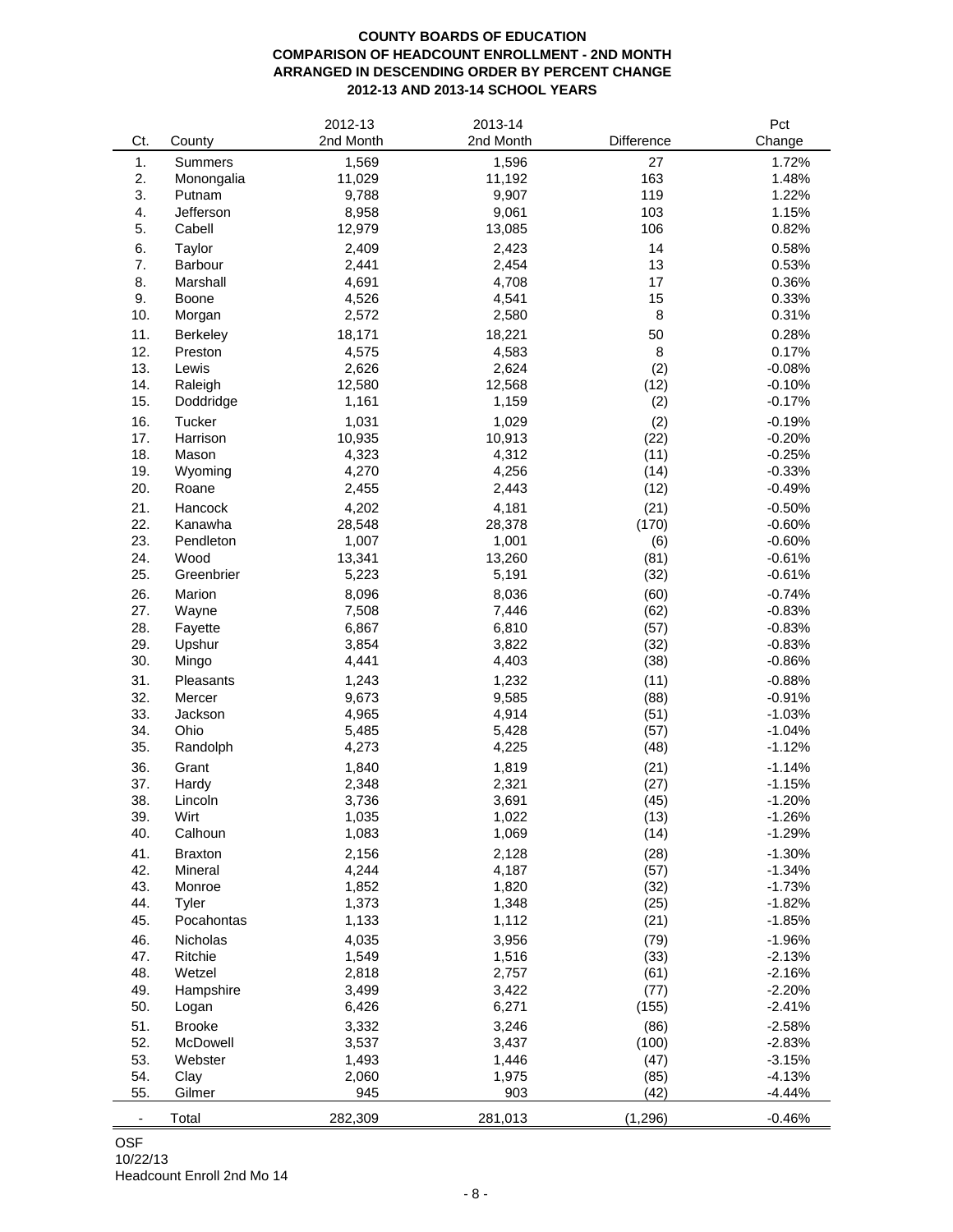**COUNTY BOARDS OF EDUCATION**
**COMPARISON OF HEADCOUNT ENROLLMENT - 2ND MONTH**
**ARRANGED IN DESCENDING ORDER BY PERCENT CHANGE**
**2012-13 AND 2013-14 SCHOOL YEARS**

| Ct. | County | 2012-13 2nd Month | 2013-14 2nd Month | Difference | Pct Change |
|---|---|---|---|---|---|
| 1. | Summers | 1,569 | 1,596 | 27 | 1.72% |
| 2. | Monongalia | 11,029 | 11,192 | 163 | 1.48% |
| 3. | Putnam | 9,788 | 9,907 | 119 | 1.22% |
| 4. | Jefferson | 8,958 | 9,061 | 103 | 1.15% |
| 5. | Cabell | 12,979 | 13,085 | 106 | 0.82% |
| 6. | Taylor | 2,409 | 2,423 | 14 | 0.58% |
| 7. | Barbour | 2,441 | 2,454 | 13 | 0.53% |
| 8. | Marshall | 4,691 | 4,708 | 17 | 0.36% |
| 9. | Boone | 4,526 | 4,541 | 15 | 0.33% |
| 10. | Morgan | 2,572 | 2,580 | 8 | 0.31% |
| 11. | Berkeley | 18,171 | 18,221 | 50 | 0.28% |
| 12. | Preston | 4,575 | 4,583 | 8 | 0.17% |
| 13. | Lewis | 2,626 | 2,624 | (2) | -0.08% |
| 14. | Raleigh | 12,580 | 12,568 | (12) | -0.10% |
| 15. | Doddridge | 1,161 | 1,159 | (2) | -0.17% |
| 16. | Tucker | 1,031 | 1,029 | (2) | -0.19% |
| 17. | Harrison | 10,935 | 10,913 | (22) | -0.20% |
| 18. | Mason | 4,323 | 4,312 | (11) | -0.25% |
| 19. | Wyoming | 4,270 | 4,256 | (14) | -0.33% |
| 20. | Roane | 2,455 | 2,443 | (12) | -0.49% |
| 21. | Hancock | 4,202 | 4,181 | (21) | -0.50% |
| 22. | Kanawha | 28,548 | 28,378 | (170) | -0.60% |
| 23. | Pendleton | 1,007 | 1,001 | (6) | -0.60% |
| 24. | Wood | 13,341 | 13,260 | (81) | -0.61% |
| 25. | Greenbrier | 5,223 | 5,191 | (32) | -0.61% |
| 26. | Marion | 8,096 | 8,036 | (60) | -0.74% |
| 27. | Wayne | 7,508 | 7,446 | (62) | -0.83% |
| 28. | Fayette | 6,867 | 6,810 | (57) | -0.83% |
| 29. | Upshur | 3,854 | 3,822 | (32) | -0.83% |
| 30. | Mingo | 4,441 | 4,403 | (38) | -0.86% |
| 31. | Pleasants | 1,243 | 1,232 | (11) | -0.88% |
| 32. | Mercer | 9,673 | 9,585 | (88) | -0.91% |
| 33. | Jackson | 4,965 | 4,914 | (51) | -1.03% |
| 34. | Ohio | 5,485 | 5,428 | (57) | -1.04% |
| 35. | Randolph | 4,273 | 4,225 | (48) | -1.12% |
| 36. | Grant | 1,840 | 1,819 | (21) | -1.14% |
| 37. | Hardy | 2,348 | 2,321 | (27) | -1.15% |
| 38. | Lincoln | 3,736 | 3,691 | (45) | -1.20% |
| 39. | Wirt | 1,035 | 1,022 | (13) | -1.26% |
| 40. | Calhoun | 1,083 | 1,069 | (14) | -1.29% |
| 41. | Braxton | 2,156 | 2,128 | (28) | -1.30% |
| 42. | Mineral | 4,244 | 4,187 | (57) | -1.34% |
| 43. | Monroe | 1,852 | 1,820 | (32) | -1.73% |
| 44. | Tyler | 1,373 | 1,348 | (25) | -1.82% |
| 45. | Pocahontas | 1,133 | 1,112 | (21) | -1.85% |
| 46. | Nicholas | 4,035 | 3,956 | (79) | -1.96% |
| 47. | Ritchie | 1,549 | 1,516 | (33) | -2.13% |
| 48. | Wetzel | 2,818 | 2,757 | (61) | -2.16% |
| 49. | Hampshire | 3,499 | 3,422 | (77) | -2.20% |
| 50. | Logan | 6,426 | 6,271 | (155) | -2.41% |
| 51. | Brooke | 3,332 | 3,246 | (86) | -2.58% |
| 52. | McDowell | 3,537 | 3,437 | (100) | -2.83% |
| 53. | Webster | 1,493 | 1,446 | (47) | -3.15% |
| 54. | Clay | 2,060 | 1,975 | (85) | -4.13% |
| 55. | Gilmer | 945 | 903 | (42) | -4.44% |
| - | Total | 282,309 | 281,013 | (1,296) | -0.46% |

OSF
10/22/13
Headcount Enroll 2nd Mo 14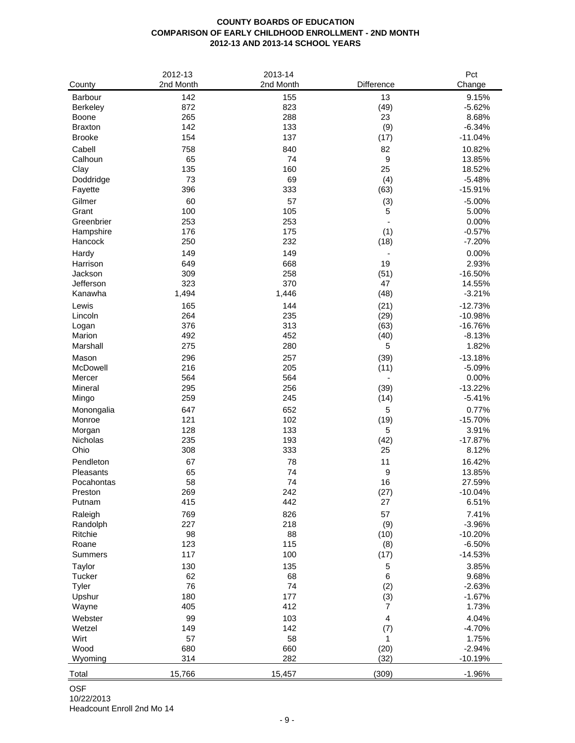# COUNTY BOARDS OF EDUCATION
## COMPARISON OF EARLY CHILDHOOD ENROLLMENT - 2ND MONTH
## 2012-13 AND 2013-14 SCHOOL YEARS

| County | 2012-13 2nd Month | 2013-14 2nd Month | Difference | Pct Change |
|---|---|---|---|---|
| Barbour | 142 | 155 | 13 | 9.15% |
| Berkeley | 872 | 823 | (49) | -5.62% |
| Boone | 265 | 288 | 23 | 8.68% |
| Braxton | 142 | 133 | (9) | -6.34% |
| Brooke | 154 | 137 | (17) | -11.04% |
| Cabell | 758 | 840 | 82 | 10.82% |
| Calhoun | 65 | 74 | 9 | 13.85% |
| Clay | 135 | 160 | 25 | 18.52% |
| Doddridge | 73 | 69 | (4) | -5.48% |
| Fayette | 396 | 333 | (63) | -15.91% |
| Gilmer | 60 | 57 | (3) | -5.00% |
| Grant | 100 | 105 | 5 | 5.00% |
| Greenbrier | 253 | 253 | - | 0.00% |
| Hampshire | 176 | 175 | (1) | -0.57% |
| Hancock | 250 | 232 | (18) | -7.20% |
| Hardy | 149 | 149 | - | 0.00% |
| Harrison | 649 | 668 | 19 | 2.93% |
| Jackson | 309 | 258 | (51) | -16.50% |
| Jefferson | 323 | 370 | 47 | 14.55% |
| Kanawha | 1,494 | 1,446 | (48) | -3.21% |
| Lewis | 165 | 144 | (21) | -12.73% |
| Lincoln | 264 | 235 | (29) | -10.98% |
| Logan | 376 | 313 | (63) | -16.76% |
| Marion | 492 | 452 | (40) | -8.13% |
| Marshall | 275 | 280 | 5 | 1.82% |
| Mason | 296 | 257 | (39) | -13.18% |
| McDowell | 216 | 205 | (11) | -5.09% |
| Mercer | 564 | 564 | - | 0.00% |
| Mineral | 295 | 256 | (39) | -13.22% |
| Mingo | 259 | 245 | (14) | -5.41% |
| Monongalia | 647 | 652 | 5 | 0.77% |
| Monroe | 121 | 102 | (19) | -15.70% |
| Morgan | 128 | 133 | 5 | 3.91% |
| Nicholas | 235 | 193 | (42) | -17.87% |
| Ohio | 308 | 333 | 25 | 8.12% |
| Pendleton | 67 | 78 | 11 | 16.42% |
| Pleasants | 65 | 74 | 9 | 13.85% |
| Pocahontas | 58 | 74 | 16 | 27.59% |
| Preston | 269 | 242 | (27) | -10.04% |
| Putnam | 415 | 442 | 27 | 6.51% |
| Raleigh | 769 | 826 | 57 | 7.41% |
| Randolph | 227 | 218 | (9) | -3.96% |
| Ritchie | 98 | 88 | (10) | -10.20% |
| Roane | 123 | 115 | (8) | -6.50% |
| Summers | 117 | 100 | (17) | -14.53% |
| Taylor | 130 | 135 | 5 | 3.85% |
| Tucker | 62 | 68 | 6 | 9.68% |
| Tyler | 76 | 74 | (2) | -2.63% |
| Upshur | 180 | 177 | (3) | -1.67% |
| Wayne | 405 | 412 | 7 | 1.73% |
| Webster | 99 | 103 | 4 | 4.04% |
| Wetzel | 149 | 142 | (7) | -4.70% |
| Wirt | 57 | 58 | 1 | 1.75% |
| Wood | 680 | 660 | (20) | -2.94% |
| Wyoming | 314 | 282 | (32) | -10.19% |
| Total | 15,766 | 15,457 | (309) | -1.96% |

OSF
10/22/2013
Headcount Enroll 2nd Mo 14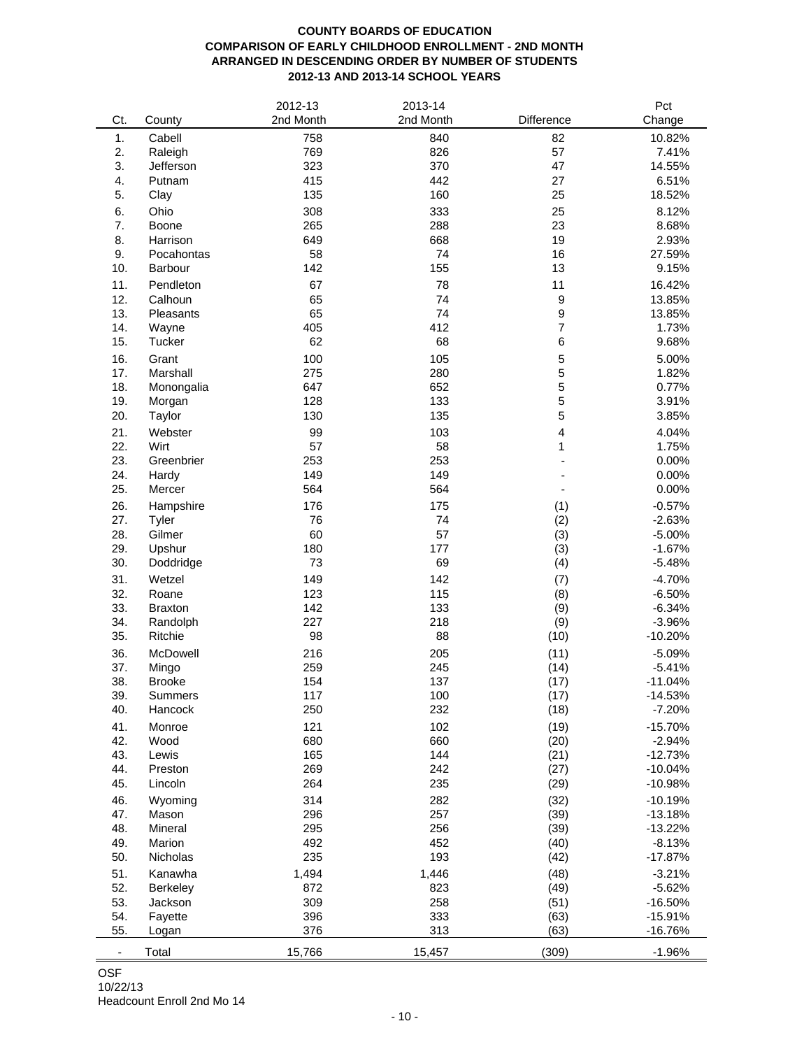# COUNTY BOARDS OF EDUCATION
## COMPARISON OF EARLY CHILDHOOD ENROLLMENT - 2ND MONTH
## ARRANGED IN DESCENDING ORDER BY NUMBER OF STUDENTS
## 2012-13 AND 2013-14 SCHOOL YEARS

| Ct. | County | 2012-13 2nd Month | 2013-14 2nd Month | Difference | Pct Change |
|---|---|---|---|---|---|
| 1. | Cabell | 758 | 840 | 82 | 10.82% |
| 2. | Raleigh | 769 | 826 | 57 | 7.41% |
| 3. | Jefferson | 323 | 370 | 47 | 14.55% |
| 4. | Putnam | 415 | 442 | 27 | 6.51% |
| 5. | Clay | 135 | 160 | 25 | 18.52% |
| 6. | Ohio | 308 | 333 | 25 | 8.12% |
| 7. | Boone | 265 | 288 | 23 | 8.68% |
| 8. | Harrison | 649 | 668 | 19 | 2.93% |
| 9. | Pocahontas | 58 | 74 | 16 | 27.59% |
| 10. | Barbour | 142 | 155 | 13 | 9.15% |
| 11. | Pendleton | 67 | 78 | 11 | 16.42% |
| 12. | Calhoun | 65 | 74 | 9 | 13.85% |
| 13. | Pleasants | 65 | 74 | 9 | 13.85% |
| 14. | Wayne | 405 | 412 | 7 | 1.73% |
| 15. | Tucker | 62 | 68 | 6 | 9.68% |
| 16. | Grant | 100 | 105 | 5 | 5.00% |
| 17. | Marshall | 275 | 280 | 5 | 1.82% |
| 18. | Monongalia | 647 | 652 | 5 | 0.77% |
| 19. | Morgan | 128 | 133 | 5 | 3.91% |
| 20. | Taylor | 130 | 135 | 5 | 3.85% |
| 21. | Webster | 99 | 103 | 4 | 4.04% |
| 22. | Wirt | 57 | 58 | 1 | 1.75% |
| 23. | Greenbrier | 253 | 253 | - | 0.00% |
| 24. | Hardy | 149 | 149 | - | 0.00% |
| 25. | Mercer | 564 | 564 | - | 0.00% |
| 26. | Hampshire | 176 | 175 | (1) | -0.57% |
| 27. | Tyler | 76 | 74 | (2) | -2.63% |
| 28. | Gilmer | 60 | 57 | (3) | -5.00% |
| 29. | Upshur | 180 | 177 | (3) | -1.67% |
| 30. | Doddridge | 73 | 69 | (4) | -5.48% |
| 31. | Wetzel | 149 | 142 | (7) | -4.70% |
| 32. | Roane | 123 | 115 | (8) | -6.50% |
| 33. | Braxton | 142 | 133 | (9) | -6.34% |
| 34. | Randolph | 227 | 218 | (9) | -3.96% |
| 35. | Ritchie | 98 | 88 | (10) | -10.20% |
| 36. | McDowell | 216 | 205 | (11) | -5.09% |
| 37. | Mingo | 259 | 245 | (14) | -5.41% |
| 38. | Brooke | 154 | 137 | (17) | -11.04% |
| 39. | Summers | 117 | 100 | (17) | -14.53% |
| 40. | Hancock | 250 | 232 | (18) | -7.20% |
| 41. | Monroe | 121 | 102 | (19) | -15.70% |
| 42. | Wood | 680 | 660 | (20) | -2.94% |
| 43. | Lewis | 165 | 144 | (21) | -12.73% |
| 44. | Preston | 269 | 242 | (27) | -10.04% |
| 45. | Lincoln | 264 | 235 | (29) | -10.98% |
| 46. | Wyoming | 314 | 282 | (32) | -10.19% |
| 47. | Mason | 296 | 257 | (39) | -13.18% |
| 48. | Mineral | 295 | 256 | (39) | -13.22% |
| 49. | Marion | 492 | 452 | (40) | -8.13% |
| 50. | Nicholas | 235 | 193 | (42) | -17.87% |
| 51. | Kanawha | 1,494 | 1,446 | (48) | -3.21% |
| 52. | Berkeley | 872 | 823 | (49) | -5.62% |
| 53. | Jackson | 309 | 258 | (51) | -16.50% |
| 54. | Fayette | 396 | 333 | (63) | -15.91% |
| 55. | Logan | 376 | 313 | (63) | -16.76% |
| - | Total | 15,766 | 15,457 | (309) | -1.96% |

OSF
10/22/13
Headcount Enroll 2nd Mo 14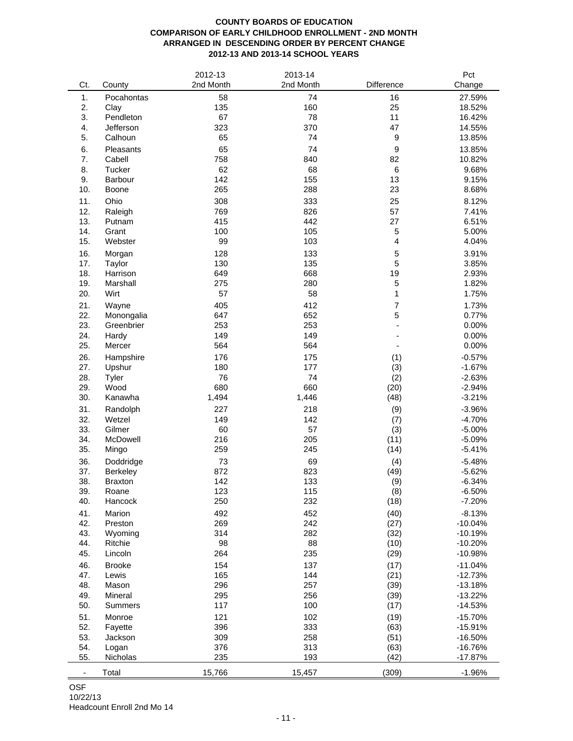**COUNTY BOARDS OF EDUCATION**
**COMPARISON OF EARLY CHILDHOOD ENROLLMENT - 2ND MONTH**
**ARRANGED IN DESCENDING ORDER BY PERCENT CHANGE**
**2012-13 AND 2013-14 SCHOOL YEARS**

| Ct. | County | 2012-13 2nd Month | 2013-14 2nd Month | Difference | Pct Change |
|---|---|---|---|---|---|
| 1. | Pocahontas | 58 | 74 | 16 | 27.59% |
| 2. | Clay | 135 | 160 | 25 | 18.52% |
| 3. | Pendleton | 67 | 78 | 11 | 16.42% |
| 4. | Jefferson | 323 | 370 | 47 | 14.55% |
| 5. | Calhoun | 65 | 74 | 9 | 13.85% |
| 6. | Pleasants | 65 | 74 | 9 | 13.85% |
| 7. | Cabell | 758 | 840 | 82 | 10.82% |
| 8. | Tucker | 62 | 68 | 6 | 9.68% |
| 9. | Barbour | 142 | 155 | 13 | 9.15% |
| 10. | Boone | 265 | 288 | 23 | 8.68% |
| 11. | Ohio | 308 | 333 | 25 | 8.12% |
| 12. | Raleigh | 769 | 826 | 57 | 7.41% |
| 13. | Putnam | 415 | 442 | 27 | 6.51% |
| 14. | Grant | 100 | 105 | 5 | 5.00% |
| 15. | Webster | 99 | 103 | 4 | 4.04% |
| 16. | Morgan | 128 | 133 | 5 | 3.91% |
| 17. | Taylor | 130 | 135 | 5 | 3.85% |
| 18. | Harrison | 649 | 668 | 19 | 2.93% |
| 19. | Marshall | 275 | 280 | 5 | 1.82% |
| 20. | Wirt | 57 | 58 | 1 | 1.75% |
| 21. | Wayne | 405 | 412 | 7 | 1.73% |
| 22. | Monongalia | 647 | 652 | 5 | 0.77% |
| 23. | Greenbrier | 253 | 253 | - | 0.00% |
| 24. | Hardy | 149 | 149 | - | 0.00% |
| 25. | Mercer | 564 | 564 | - | 0.00% |
| 26. | Hampshire | 176 | 175 | (1) | -0.57% |
| 27. | Upshur | 180 | 177 | (3) | -1.67% |
| 28. | Tyler | 76 | 74 | (2) | -2.63% |
| 29. | Wood | 680 | 660 | (20) | -2.94% |
| 30. | Kanawha | 1,494 | 1,446 | (48) | -3.21% |
| 31. | Randolph | 227 | 218 | (9) | -3.96% |
| 32. | Wetzel | 149 | 142 | (7) | -4.70% |
| 33. | Gilmer | 60 | 57 | (3) | -5.00% |
| 34. | McDowell | 216 | 205 | (11) | -5.09% |
| 35. | Mingo | 259 | 245 | (14) | -5.41% |
| 36. | Doddridge | 73 | 69 | (4) | -5.48% |
| 37. | Berkeley | 872 | 823 | (49) | -5.62% |
| 38. | Braxton | 142 | 133 | (9) | -6.34% |
| 39. | Roane | 123 | 115 | (8) | -6.50% |
| 40. | Hancock | 250 | 232 | (18) | -7.20% |
| 41. | Marion | 492 | 452 | (40) | -8.13% |
| 42. | Preston | 269 | 242 | (27) | -10.04% |
| 43. | Wyoming | 314 | 282 | (32) | -10.19% |
| 44. | Ritchie | 98 | 88 | (10) | -10.20% |
| 45. | Lincoln | 264 | 235 | (29) | -10.98% |
| 46. | Brooke | 154 | 137 | (17) | -11.04% |
| 47. | Lewis | 165 | 144 | (21) | -12.73% |
| 48. | Mason | 296 | 257 | (39) | -13.18% |
| 49. | Mineral | 295 | 256 | (39) | -13.22% |
| 50. | Summers | 117 | 100 | (17) | -14.53% |
| 51. | Monroe | 121 | 102 | (19) | -15.70% |
| 52. | Fayette | 396 | 333 | (63) | -15.91% |
| 53. | Jackson | 309 | 258 | (51) | -16.50% |
| 54. | Logan | 376 | 313 | (63) | -16.76% |
| 55. | Nicholas | 235 | 193 | (42) | -17.87% |
| - | Total | 15,766 | 15,457 | (309) | -1.96% |

OSF
10/22/13
Headcount Enroll 2nd Mo 14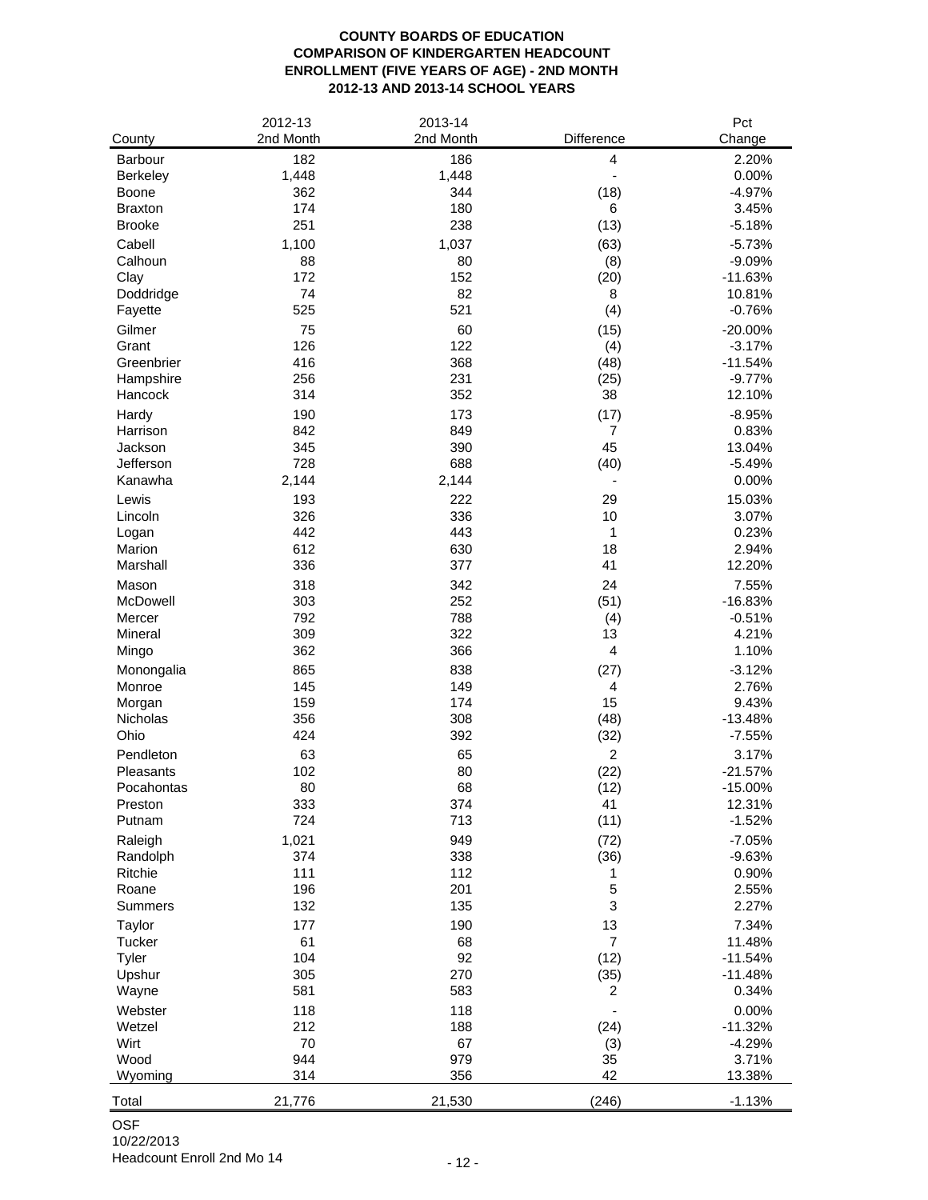# COUNTY BOARDS OF EDUCATION
## COMPARISON OF KINDERGARTEN HEADCOUNT ENROLLMENT (FIVE YEARS OF AGE) - 2ND MONTH
## 2012-13 AND 2013-14 SCHOOL YEARS

| County | 2012-13 2nd Month | 2013-14 2nd Month | Difference | Pct Change |
|---|---|---|---|---|
| Barbour | 182 | 186 | 4 | 2.20% |
| Berkeley | 1,448 | 1,448 | - | 0.00% |
| Boone | 362 | 344 | (18) | -4.97% |
| Braxton | 174 | 180 | 6 | 3.45% |
| Brooke | 251 | 238 | (13) | -5.18% |
| Cabell | 1,100 | 1,037 | (63) | -5.73% |
| Calhoun | 88 | 80 | (8) | -9.09% |
| Clay | 172 | 152 | (20) | -11.63% |
| Doddridge | 74 | 82 | 8 | 10.81% |
| Fayette | 525 | 521 | (4) | -0.76% |
| Gilmer | 75 | 60 | (15) | -20.00% |
| Grant | 126 | 122 | (4) | -3.17% |
| Greenbrier | 416 | 368 | (48) | -11.54% |
| Hampshire | 256 | 231 | (25) | -9.77% |
| Hancock | 314 | 352 | 38 | 12.10% |
| Hardy | 190 | 173 | (17) | -8.95% |
| Harrison | 842 | 849 | 7 | 0.83% |
| Jackson | 345 | 390 | 45 | 13.04% |
| Jefferson | 728 | 688 | (40) | -5.49% |
| Kanawha | 2,144 | 2,144 | - | 0.00% |
| Lewis | 193 | 222 | 29 | 15.03% |
| Lincoln | 326 | 336 | 10 | 3.07% |
| Logan | 442 | 443 | 1 | 0.23% |
| Marion | 612 | 630 | 18 | 2.94% |
| Marshall | 336 | 377 | 41 | 12.20% |
| Mason | 318 | 342 | 24 | 7.55% |
| McDowell | 303 | 252 | (51) | -16.83% |
| Mercer | 792 | 788 | (4) | -0.51% |
| Mineral | 309 | 322 | 13 | 4.21% |
| Mingo | 362 | 366 | 4 | 1.10% |
| Monongalia | 865 | 838 | (27) | -3.12% |
| Monroe | 145 | 149 | 4 | 2.76% |
| Morgan | 159 | 174 | 15 | 9.43% |
| Nicholas | 356 | 308 | (48) | -13.48% |
| Ohio | 424 | 392 | (32) | -7.55% |
| Pendleton | 63 | 65 | 2 | 3.17% |
| Pleasants | 102 | 80 | (22) | -21.57% |
| Pocahontas | 80 | 68 | (12) | -15.00% |
| Preston | 333 | 374 | 41 | 12.31% |
| Putnam | 724 | 713 | (11) | -1.52% |
| Raleigh | 1,021 | 949 | (72) | -7.05% |
| Randolph | 374 | 338 | (36) | -9.63% |
| Ritchie | 111 | 112 | 1 | 0.90% |
| Roane | 196 | 201 | 5 | 2.55% |
| Summers | 132 | 135 | 3 | 2.27% |
| Taylor | 177 | 190 | 13 | 7.34% |
| Tucker | 61 | 68 | 7 | 11.48% |
| Tyler | 104 | 92 | (12) | -11.54% |
| Upshur | 305 | 270 | (35) | -11.48% |
| Wayne | 581 | 583 | 2 | 0.34% |
| Webster | 118 | 118 | - | 0.00% |
| Wetzel | 212 | 188 | (24) | -11.32% |
| Wirt | 70 | 67 | (3) | -4.29% |
| Wood | 944 | 979 | 35 | 3.71% |
| Wyoming | 314 | 356 | 42 | 13.38% |
| Total | 21,776 | 21,530 | (246) | -1.13% |

OSF
10/22/2013
Headcount Enroll 2nd Mo 14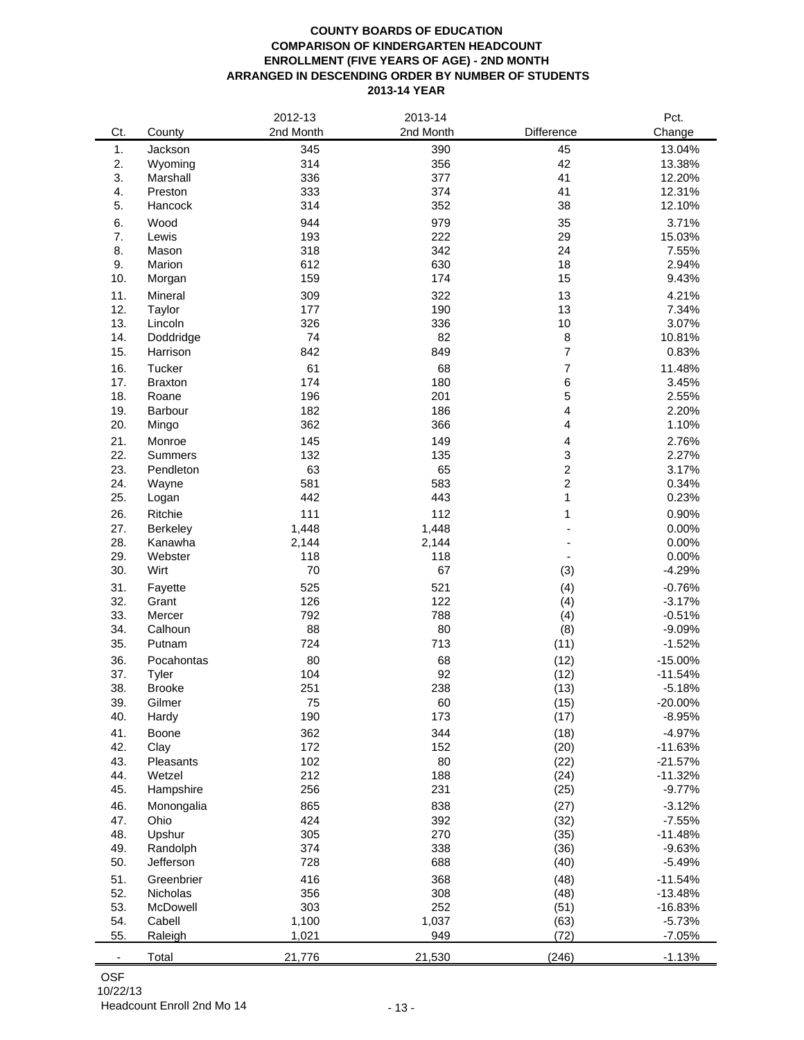**COUNTY BOARDS OF EDUCATION**
**COMPARISON OF KINDERGARTEN HEADCOUNT**
**ENROLLMENT (FIVE YEARS OF AGE) - 2ND MONTH**
**ARRANGED IN DESCENDING ORDER BY NUMBER OF STUDENTS**
**2013-14 YEAR**

| Ct. | County | 2012-13 2nd Month | 2013-14 2nd Month | Difference | Pct. Change |
|---|---|---|---|---|---|
| 1. | Jackson | 345 | 390 | 45 | 13.04% |
| 2. | Wyoming | 314 | 356 | 42 | 13.38% |
| 3. | Marshall | 336 | 377 | 41 | 12.20% |
| 4. | Preston | 333 | 374 | 41 | 12.31% |
| 5. | Hancock | 314 | 352 | 38 | 12.10% |
| 6. | Wood | 944 | 979 | 35 | 3.71% |
| 7. | Lewis | 193 | 222 | 29 | 15.03% |
| 8. | Mason | 318 | 342 | 24 | 7.55% |
| 9. | Marion | 612 | 630 | 18 | 2.94% |
| 10. | Morgan | 159 | 174 | 15 | 9.43% |
| 11. | Mineral | 309 | 322 | 13 | 4.21% |
| 12. | Taylor | 177 | 190 | 13 | 7.34% |
| 13. | Lincoln | 326 | 336 | 10 | 3.07% |
| 14. | Doddridge | 74 | 82 | 8 | 10.81% |
| 15. | Harrison | 842 | 849 | 7 | 0.83% |
| 16. | Tucker | 61 | 68 | 7 | 11.48% |
| 17. | Braxton | 174 | 180 | 6 | 3.45% |
| 18. | Roane | 196 | 201 | 5 | 2.55% |
| 19. | Barbour | 182 | 186 | 4 | 2.20% |
| 20. | Mingo | 362 | 366 | 4 | 1.10% |
| 21. | Monroe | 145 | 149 | 4 | 2.76% |
| 22. | Summers | 132 | 135 | 3 | 2.27% |
| 23. | Pendleton | 63 | 65 | 2 | 3.17% |
| 24. | Wayne | 581 | 583 | 2 | 0.34% |
| 25. | Logan | 442 | 443 | 1 | 0.23% |
| 26. | Ritchie | 111 | 112 | 1 | 0.90% |
| 27. | Berkeley | 1,448 | 1,448 | - | 0.00% |
| 28. | Kanawha | 2,144 | 2,144 | - | 0.00% |
| 29. | Webster | 118 | 118 | - | 0.00% |
| 30. | Wirt | 70 | 67 | (3) | -4.29% |
| 31. | Fayette | 525 | 521 | (4) | -0.76% |
| 32. | Grant | 126 | 122 | (4) | -3.17% |
| 33. | Mercer | 792 | 788 | (4) | -0.51% |
| 34. | Calhoun | 88 | 80 | (8) | -9.09% |
| 35. | Putnam | 724 | 713 | (11) | -1.52% |
| 36. | Pocahontas | 80 | 68 | (12) | -15.00% |
| 37. | Tyler | 104 | 92 | (12) | -11.54% |
| 38. | Brooke | 251 | 238 | (13) | -5.18% |
| 39. | Gilmer | 75 | 60 | (15) | -20.00% |
| 40. | Hardy | 190 | 173 | (17) | -8.95% |
| 41. | Boone | 362 | 344 | (18) | -4.97% |
| 42. | Clay | 172 | 152 | (20) | -11.63% |
| 43. | Pleasants | 102 | 80 | (22) | -21.57% |
| 44. | Wetzel | 212 | 188 | (24) | -11.32% |
| 45. | Hampshire | 256 | 231 | (25) | -9.77% |
| 46. | Monongalia | 865 | 838 | (27) | -3.12% |
| 47. | Ohio | 424 | 392 | (32) | -7.55% |
| 48. | Upshur | 305 | 270 | (35) | -11.48% |
| 49. | Randolph | 374 | 338 | (36) | -9.63% |
| 50. | Jefferson | 728 | 688 | (40) | -5.49% |
| 51. | Greenbrier | 416 | 368 | (48) | -11.54% |
| 52. | Nicholas | 356 | 308 | (48) | -13.48% |
| 53. | McDowell | 303 | 252 | (51) | -16.83% |
| 54. | Cabell | 1,100 | 1,037 | (63) | -5.73% |
| 55. | Raleigh | 1,021 | 949 | (72) | -7.05% |
| - | Total | 21,776 | 21,530 | (246) | -1.13% |

OSF
10/22/13
Headcount Enroll 2nd Mo 14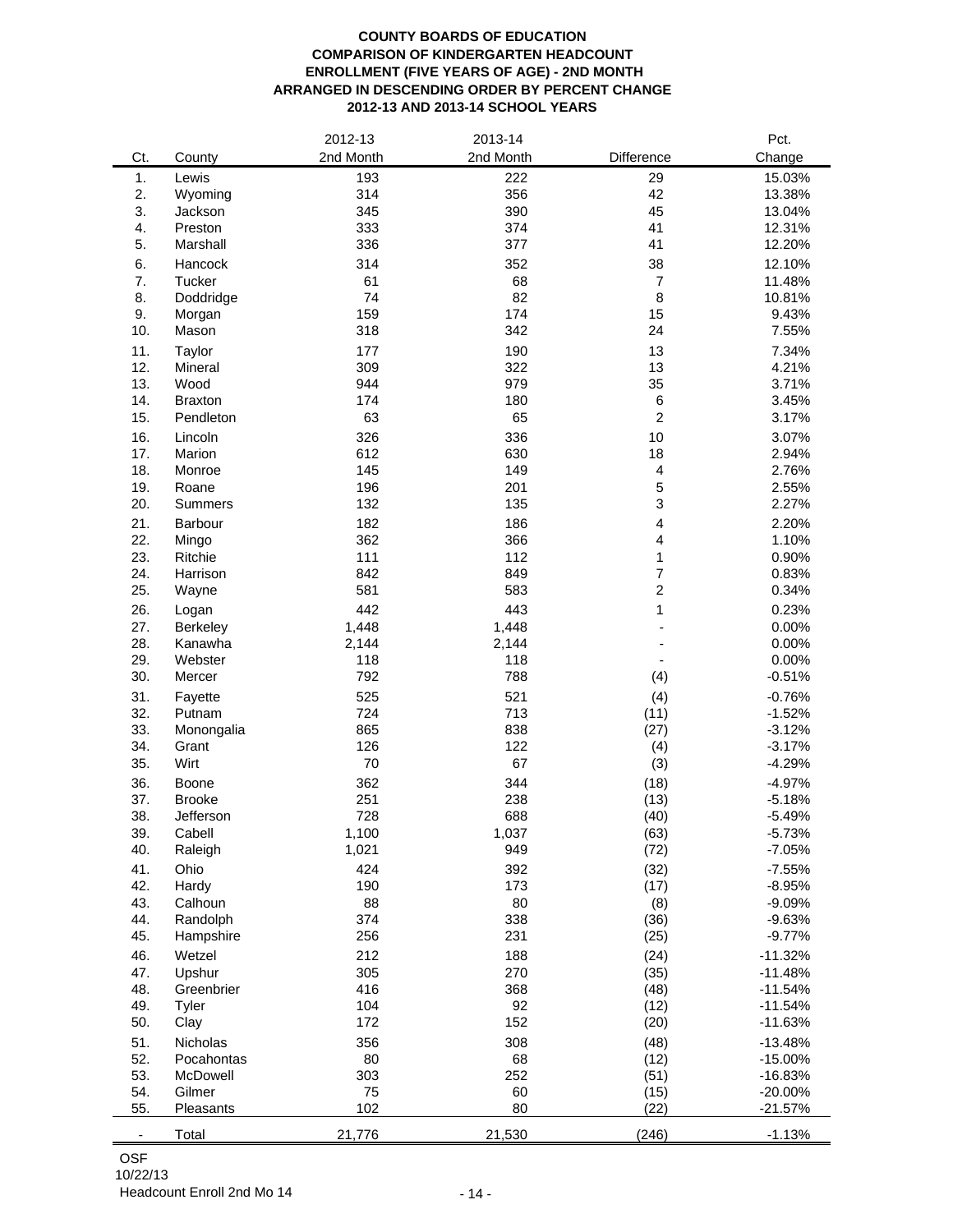**COUNTY BOARDS OF EDUCATION**
**COMPARISON OF KINDERGARTEN HEADCOUNT**
**ENROLLMENT (FIVE YEARS OF AGE) - 2ND MONTH**
**ARRANGED IN DESCENDING ORDER BY PERCENT CHANGE**
**2012-13 AND 2013-14 SCHOOL YEARS**

| Ct. | County | 2012-13 2nd Month | 2013-14 2nd Month | Difference | Pct. Change |
|---|---|---|---|---|---|
| 1. | Lewis | 193 | 222 | 29 | 15.03% |
| 2. | Wyoming | 314 | 356 | 42 | 13.38% |
| 3. | Jackson | 345 | 390 | 45 | 13.04% |
| 4. | Preston | 333 | 374 | 41 | 12.31% |
| 5. | Marshall | 336 | 377 | 41 | 12.20% |
| 6. | Hancock | 314 | 352 | 38 | 12.10% |
| 7. | Tucker | 61 | 68 | 7 | 11.48% |
| 8. | Doddridge | 74 | 82 | 8 | 10.81% |
| 9. | Morgan | 159 | 174 | 15 | 9.43% |
| 10. | Mason | 318 | 342 | 24 | 7.55% |
| 11. | Taylor | 177 | 190 | 13 | 7.34% |
| 12. | Mineral | 309 | 322 | 13 | 4.21% |
| 13. | Wood | 944 | 979 | 35 | 3.71% |
| 14. | Braxton | 174 | 180 | 6 | 3.45% |
| 15. | Pendleton | 63 | 65 | 2 | 3.17% |
| 16. | Lincoln | 326 | 336 | 10 | 3.07% |
| 17. | Marion | 612 | 630 | 18 | 2.94% |
| 18. | Monroe | 145 | 149 | 4 | 2.76% |
| 19. | Roane | 196 | 201 | 5 | 2.55% |
| 20. | Summers | 132 | 135 | 3 | 2.27% |
| 21. | Barbour | 182 | 186 | 4 | 2.20% |
| 22. | Mingo | 362 | 366 | 4 | 1.10% |
| 23. | Ritchie | 111 | 112 | 1 | 0.90% |
| 24. | Harrison | 842 | 849 | 7 | 0.83% |
| 25. | Wayne | 581 | 583 | 2 | 0.34% |
| 26. | Logan | 442 | 443 | 1 | 0.23% |
| 27. | Berkeley | 1,448 | 1,448 | - | 0.00% |
| 28. | Kanawha | 2,144 | 2,144 | - | 0.00% |
| 29. | Webster | 118 | 118 | - | 0.00% |
| 30. | Mercer | 792 | 788 | (4) | -0.51% |
| 31. | Fayette | 525 | 521 | (4) | -0.76% |
| 32. | Putnam | 724 | 713 | (11) | -1.52% |
| 33. | Monongalia | 865 | 838 | (27) | -3.12% |
| 34. | Grant | 126 | 122 | (4) | -3.17% |
| 35. | Wirt | 70 | 67 | (3) | -4.29% |
| 36. | Boone | 362 | 344 | (18) | -4.97% |
| 37. | Brooke | 251 | 238 | (13) | -5.18% |
| 38. | Jefferson | 728 | 688 | (40) | -5.49% |
| 39. | Cabell | 1,100 | 1,037 | (63) | -5.73% |
| 40. | Raleigh | 1,021 | 949 | (72) | -7.05% |
| 41. | Ohio | 424 | 392 | (32) | -7.55% |
| 42. | Hardy | 190 | 173 | (17) | -8.95% |
| 43. | Calhoun | 88 | 80 | (8) | -9.09% |
| 44. | Randolph | 374 | 338 | (36) | -9.63% |
| 45. | Hampshire | 256 | 231 | (25) | -9.77% |
| 46. | Wetzel | 212 | 188 | (24) | -11.32% |
| 47. | Upshur | 305 | 270 | (35) | -11.48% |
| 48. | Greenbrier | 416 | 368 | (48) | -11.54% |
| 49. | Tyler | 104 | 92 | (12) | -11.54% |
| 50. | Clay | 172 | 152 | (20) | -11.63% |
| 51. | Nicholas | 356 | 308 | (48) | -13.48% |
| 52. | Pocahontas | 80 | 68 | (12) | -15.00% |
| 53. | McDowell | 303 | 252 | (51) | -16.83% |
| 54. | Gilmer | 75 | 60 | (15) | -20.00% |
| 55. | Pleasants | 102 | 80 | (22) | -21.57% |
| - | Total | 21,776 | 21,530 | (246) | -1.13% |

OSF
10/22/13
Headcount Enroll 2nd Mo 14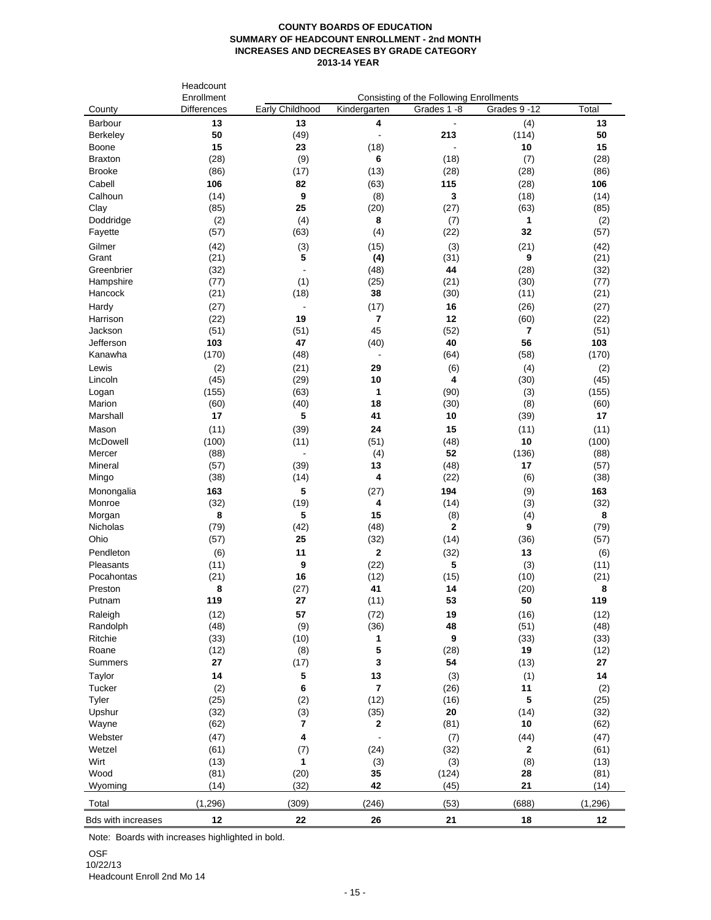**COUNTY BOARDS OF EDUCATION**
**SUMMARY OF HEADCOUNT ENROLLMENT - 2nd MONTH**
**INCREASES AND DECREASES BY GRADE CATEGORY**
**2013-14 YEAR**

| County | Headcount Enrollment Differences | Consisting of the Following Enrollments | | | | |
|---|---|---|---|---|---|---|
| | | Early Childhood | Kindergarten | Grades 1 -8 | Grades 9 -12 | Total |
| Barbour | **13** | **13** | **4** | - | (4) | **13** |
| Berkeley | **50** | (49) | - | **213** | (114) | **50** |
| Boone | **15** | **23** | (18) | - | **10** | **15** |
| Braxton | (28) | (9) | **6** | (18) | (7) | (28) |
| Brooke | (86) | (17) | (13) | (28) | (28) | (86) |
| Cabell | **106** | **82** | (63) | **115** | (28) | **106** |
| Calhoun | (14) | **9** | (8) | **3** | (18) | (14) |
| Clay | (85) | **25** | (20) | (27) | (63) | (85) |
| Doddridge | (2) | (4) | **8** | (7) | **1** | (2) |
| Fayette | (57) | (63) | (4) | (22) | **32** | (57) |
| Gilmer | (42) | (3) | (15) | (3) | (21) | (42) |
| Grant | (21) | **5** | **(4)** | (31) | **9** | (21) |
| Greenbrier | (32) | - | (48) | **44** | (28) | (32) |
| Hampshire | (77) | (1) | (25) | (21) | (30) | (77) |
| Hancock | (21) | (18) | **38** | (30) | (11) | (21) |
| Hardy | (27) | - | (17) | **16** | (26) | (27) |
| Harrison | (22) | **19** | **7** | **12** | (60) | (22) |
| Jackson | (51) | (51) | 45 | (52) | **7** | (51) |
| Jefferson | **103** | **47** | (40) | **40** | **56** | **103** |
| Kanawha | (170) | (48) | - | (64) | (58) | (170) |
| Lewis | (2) | (21) | **29** | (6) | (4) | (2) |
| Lincoln | (45) | (29) | **10** | **4** | (30) | (45) |
| Logan | (155) | (63) | **1** | (90) | (3) | (155) |
| Marion | (60) | (40) | **18** | (30) | (8) | (60) |
| Marshall | **17** | **5** | **41** | **10** | (39) | **17** |
| Mason | (11) | (39) | **24** | **15** | (11) | (11) |
| McDowell | (100) | (11) | (51) | (48) | **10** | (100) |
| Mercer | (88) | - | (4) | **52** | (136) | (88) |
| Mineral | (57) | (39) | **13** | (48) | **17** | (57) |
| Mingo | (38) | (14) | **4** | (22) | (6) | (38) |
| Monongalia | **163** | **5** | (27) | **194** | (9) | **163** |
| Monroe | (32) | (19) | **4** | (14) | (3) | (32) |
| Morgan | **8** | **5** | **15** | (8) | (4) | **8** |
| Nicholas | (79) | (42) | (48) | **2** | **9** | (79) |
| Ohio | (57) | **25** | (32) | (14) | (36) | (57) |
| Pendleton | (6) | **11** | **2** | (32) | **13** | (6) |
| Pleasants | (11) | **9** | (22) | **5** | (3) | (11) |
| Pocahontas | (21) | **16** | (12) | (15) | (10) | (21) |
| Preston | **8** | (27) | **41** | **14** | (20) | **8** |
| Putnam | **119** | **27** | (11) | **53** | **50** | **119** |
| Raleigh | (12) | **57** | (72) | **19** | (16) | (12) |
| Randolph | (48) | (9) | (36) | **48** | (51) | (48) |
| Ritchie | (33) | (10) | **1** | **9** | (33) | (33) |
| Roane | (12) | (8) | **5** | (28) | **19** | (12) |
| Summers | **27** | (17) | **3** | **54** | (13) | **27** |
| Taylor | **14** | **5** | **13** | (3) | (1) | **14** |
| Tucker | (2) | **6** | **7** | (26) | **11** | (2) |
| Tyler | (25) | (2) | (12) | (16) | **5** | (25) |
| Upshur | (32) | (3) | (35) | **20** | (14) | (32) |
| Wayne | (62) | **7** | **2** | (81) | **10** | (62) |
| Webster | (47) | **4** | - | (7) | (44) | (47) |
| Wetzel | (61) | (7) | (24) | (32) | **2** | (61) |
| Wirt | (13) | **1** | (3) | (3) | (8) | (13) |
| Wood | (81) | (20) | **35** | (124) | **28** | (81) |
| Wyoming | (14) | (32) | **42** | (45) | **21** | (14) |
| Total | (1,296) | (309) | (246) | (53) | (688) | (1,296) |
| Bds with increases | **12** | **22** | **26** | **21** | **18** | **12** |

Note: Boards with increases highlighted in bold.

OSF
10/22/13
Headcount Enroll 2nd Mo 14